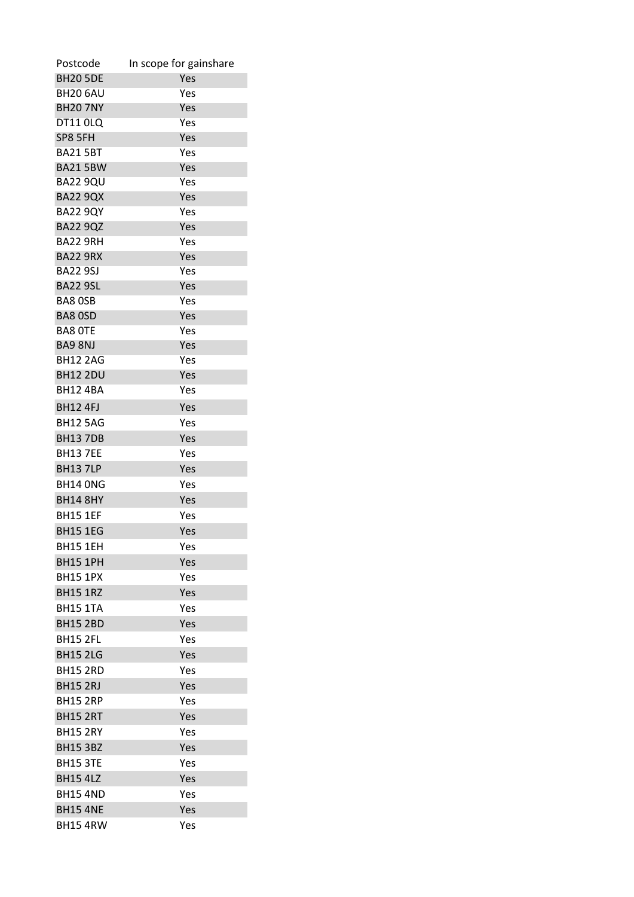| Postcode | In scope for gainshare |
|---|---|
| BH20 5DE | Yes |
| BH20 6AU | Yes |
| BH20 7NY | Yes |
| DT11 0LQ | Yes |
| SP8 5FH | Yes |
| BA21 5BT | Yes |
| BA21 5BW | Yes |
| BA22 9QU | Yes |
| BA22 9QX | Yes |
| BA22 9QY | Yes |
| BA22 9QZ | Yes |
| BA22 9RH | Yes |
| BA22 9RX | Yes |
| BA22 9SJ | Yes |
| BA22 9SL | Yes |
| BA8 0SB | Yes |
| BA8 0SD | Yes |
| BA8 0TE | Yes |
| BA9 8NJ | Yes |
| BH12 2AG | Yes |
| BH12 2DU | Yes |
| BH12 4BA | Yes |
| BH12 4FJ | Yes |
| BH12 5AG | Yes |
| BH13 7DB | Yes |
| BH13 7EE | Yes |
| BH13 7LP | Yes |
| BH14 0NG | Yes |
| BH14 8HY | Yes |
| BH15 1EF | Yes |
| BH15 1EG | Yes |
| BH15 1EH | Yes |
| BH15 1PH | Yes |
| BH15 1PX | Yes |
| BH15 1RZ | Yes |
| BH15 1TA | Yes |
| BH15 2BD | Yes |
| BH15 2FL | Yes |
| BH15 2LG | Yes |
| BH15 2RD | Yes |
| BH15 2RJ | Yes |
| BH15 2RP | Yes |
| BH15 2RT | Yes |
| BH15 2RY | Yes |
| BH15 3BZ | Yes |
| BH15 3TE | Yes |
| BH15 4LZ | Yes |
| BH15 4ND | Yes |
| BH15 4NE | Yes |
| BH15 4RW | Yes |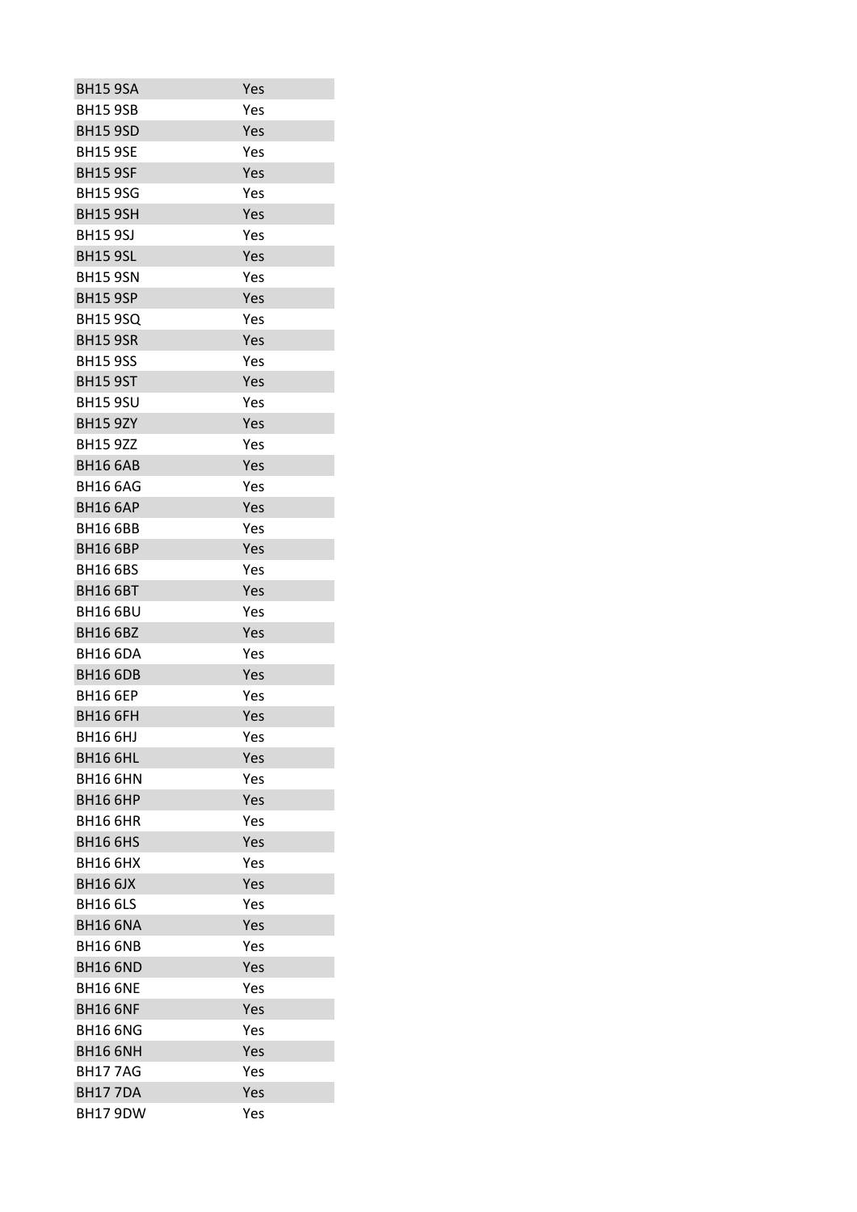| | |
|---|---|
| BH15 9SA | Yes |
| BH15 9SB | Yes |
| BH15 9SD | Yes |
| BH15 9SE | Yes |
| BH15 9SF | Yes |
| BH15 9SG | Yes |
| BH15 9SH | Yes |
| BH15 9SJ | Yes |
| BH15 9SL | Yes |
| BH15 9SN | Yes |
| BH15 9SP | Yes |
| BH15 9SQ | Yes |
| BH15 9SR | Yes |
| BH15 9SS | Yes |
| BH15 9ST | Yes |
| BH15 9SU | Yes |
| BH15 9ZY | Yes |
| BH15 9ZZ | Yes |
| BH16 6AB | Yes |
| BH16 6AG | Yes |
| BH16 6AP | Yes |
| BH16 6BB | Yes |
| BH16 6BP | Yes |
| BH16 6BS | Yes |
| BH16 6BT | Yes |
| BH16 6BU | Yes |
| BH16 6BZ | Yes |
| BH16 6DA | Yes |
| BH16 6DB | Yes |
| BH16 6EP | Yes |
| BH16 6FH | Yes |
| BH16 6HJ | Yes |
| BH16 6HL | Yes |
| BH16 6HN | Yes |
| BH16 6HP | Yes |
| BH16 6HR | Yes |
| BH16 6HS | Yes |
| BH16 6HX | Yes |
| BH16 6JX | Yes |
| BH16 6LS | Yes |
| BH16 6NA | Yes |
| BH16 6NB | Yes |
| BH16 6ND | Yes |
| BH16 6NE | Yes |
| BH16 6NF | Yes |
| BH16 6NG | Yes |
| BH16 6NH | Yes |
| BH17 7AG | Yes |
| BH17 7DA | Yes |
| BH17 9DW | Yes |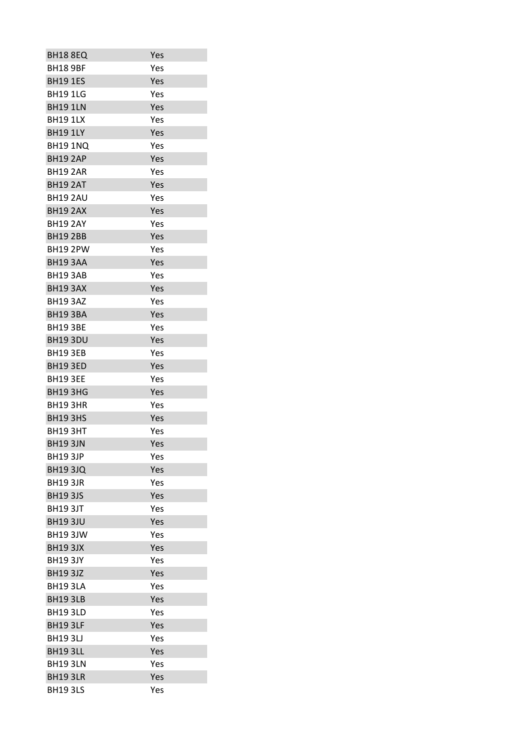| | |
|---|---|
| BH18 8EQ | Yes |
| BH18 9BF | Yes |
| BH19 1ES | Yes |
| BH19 1LG | Yes |
| BH19 1LN | Yes |
| BH19 1LX | Yes |
| BH19 1LY | Yes |
| BH19 1NQ | Yes |
| BH19 2AP | Yes |
| BH19 2AR | Yes |
| BH19 2AT | Yes |
| BH19 2AU | Yes |
| BH19 2AX | Yes |
| BH19 2AY | Yes |
| BH19 2BB | Yes |
| BH19 2PW | Yes |
| BH19 3AA | Yes |
| BH19 3AB | Yes |
| BH19 3AX | Yes |
| BH19 3AZ | Yes |
| BH19 3BA | Yes |
| BH19 3BE | Yes |
| BH19 3DU | Yes |
| BH19 3EB | Yes |
| BH19 3ED | Yes |
| BH19 3EE | Yes |
| BH19 3HG | Yes |
| BH19 3HR | Yes |
| BH19 3HS | Yes |
| BH19 3HT | Yes |
| BH19 3JN | Yes |
| BH19 3JP | Yes |
| BH19 3JQ | Yes |
| BH19 3JR | Yes |
| BH19 3JS | Yes |
| BH19 3JT | Yes |
| BH19 3JU | Yes |
| BH19 3JW | Yes |
| BH19 3JX | Yes |
| BH19 3JY | Yes |
| BH19 3JZ | Yes |
| BH19 3LA | Yes |
| BH19 3LB | Yes |
| BH19 3LD | Yes |
| BH19 3LF | Yes |
| BH19 3LJ | Yes |
| BH19 3LL | Yes |
| BH19 3LN | Yes |
| BH19 3LR | Yes |
| BH19 3LS | Yes |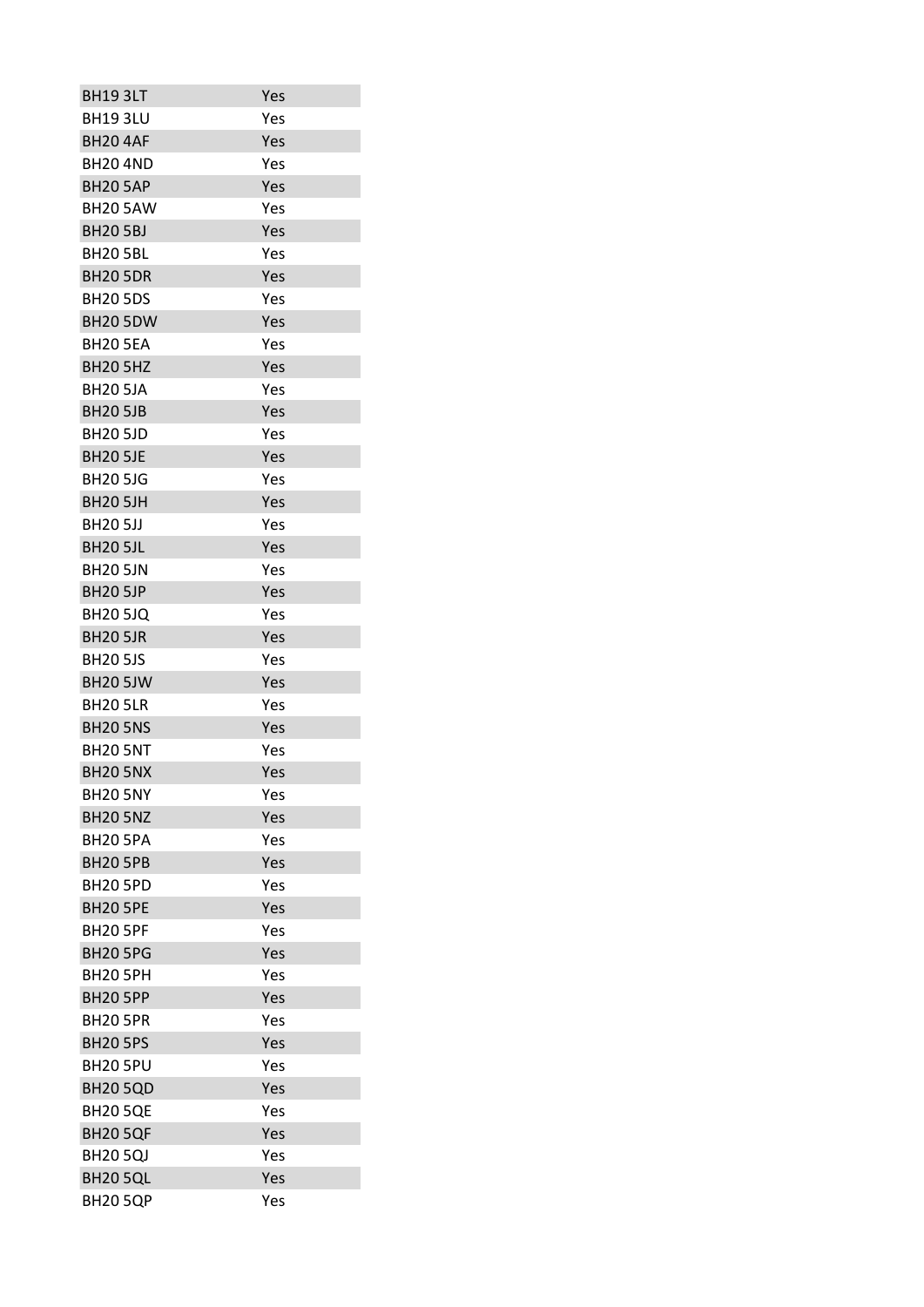| | |
|---|---|
| BH19 3LT | Yes |
| BH19 3LU | Yes |
| BH20 4AF | Yes |
| BH20 4ND | Yes |
| BH20 5AP | Yes |
| BH20 5AW | Yes |
| BH20 5BJ | Yes |
| BH20 5BL | Yes |
| BH20 5DR | Yes |
| BH20 5DS | Yes |
| BH20 5DW | Yes |
| BH20 5EA | Yes |
| BH20 5HZ | Yes |
| BH20 5JA | Yes |
| BH20 5JB | Yes |
| BH20 5JD | Yes |
| BH20 5JE | Yes |
| BH20 5JG | Yes |
| BH20 5JH | Yes |
| BH20 5JJ | Yes |
| BH20 5JL | Yes |
| BH20 5JN | Yes |
| BH20 5JP | Yes |
| BH20 5JQ | Yes |
| BH20 5JR | Yes |
| BH20 5JS | Yes |
| BH20 5JW | Yes |
| BH20 5LR | Yes |
| BH20 5NS | Yes |
| BH20 5NT | Yes |
| BH20 5NX | Yes |
| BH20 5NY | Yes |
| BH20 5NZ | Yes |
| BH20 5PA | Yes |
| BH20 5PB | Yes |
| BH20 5PD | Yes |
| BH20 5PE | Yes |
| BH20 5PF | Yes |
| BH20 5PG | Yes |
| BH20 5PH | Yes |
| BH20 5PP | Yes |
| BH20 5PR | Yes |
| BH20 5PS | Yes |
| BH20 5PU | Yes |
| BH20 5QD | Yes |
| BH20 5QE | Yes |
| BH20 5QF | Yes |
| BH20 5QJ | Yes |
| BH20 5QL | Yes |
| BH20 5QP | Yes |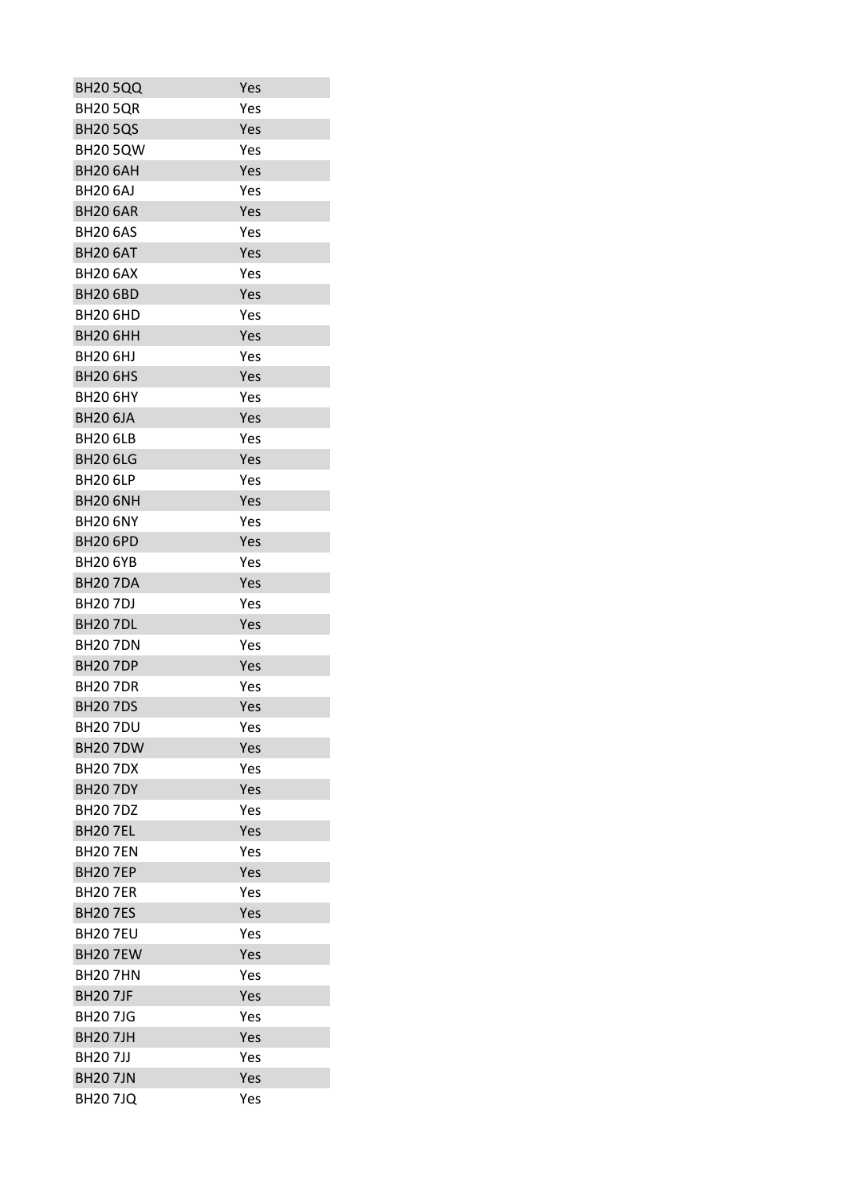| BH20 5QQ | Yes |
|---|---|
| BH20 5QR | Yes |
| BH20 5QS | Yes |
| BH20 5QW | Yes |
| BH20 6AH | Yes |
| BH20 6AJ | Yes |
| BH20 6AR | Yes |
| BH20 6AS | Yes |
| BH20 6AT | Yes |
| BH20 6AX | Yes |
| BH20 6BD | Yes |
| BH20 6HD | Yes |
| BH20 6HH | Yes |
| BH20 6HJ | Yes |
| BH20 6HS | Yes |
| BH20 6HY | Yes |
| BH20 6JA | Yes |
| BH20 6LB | Yes |
| BH20 6LG | Yes |
| BH20 6LP | Yes |
| BH20 6NH | Yes |
| BH20 6NY | Yes |
| BH20 6PD | Yes |
| BH20 6YB | Yes |
| BH20 7DA | Yes |
| BH20 7DJ | Yes |
| BH20 7DL | Yes |
| BH20 7DN | Yes |
| BH20 7DP | Yes |
| BH20 7DR | Yes |
| BH20 7DS | Yes |
| BH20 7DU | Yes |
| BH20 7DW | Yes |
| BH20 7DX | Yes |
| BH20 7DY | Yes |
| BH20 7DZ | Yes |
| BH20 7EL | Yes |
| BH20 7EN | Yes |
| BH20 7EP | Yes |
| BH20 7ER | Yes |
| BH20 7ES | Yes |
| BH20 7EU | Yes |
| BH20 7EW | Yes |
| BH20 7HN | Yes |
| BH20 7JF | Yes |
| BH20 7JG | Yes |
| BH20 7JH | Yes |
| BH20 7JJ | Yes |
| BH20 7JN | Yes |
| BH20 7JQ | Yes |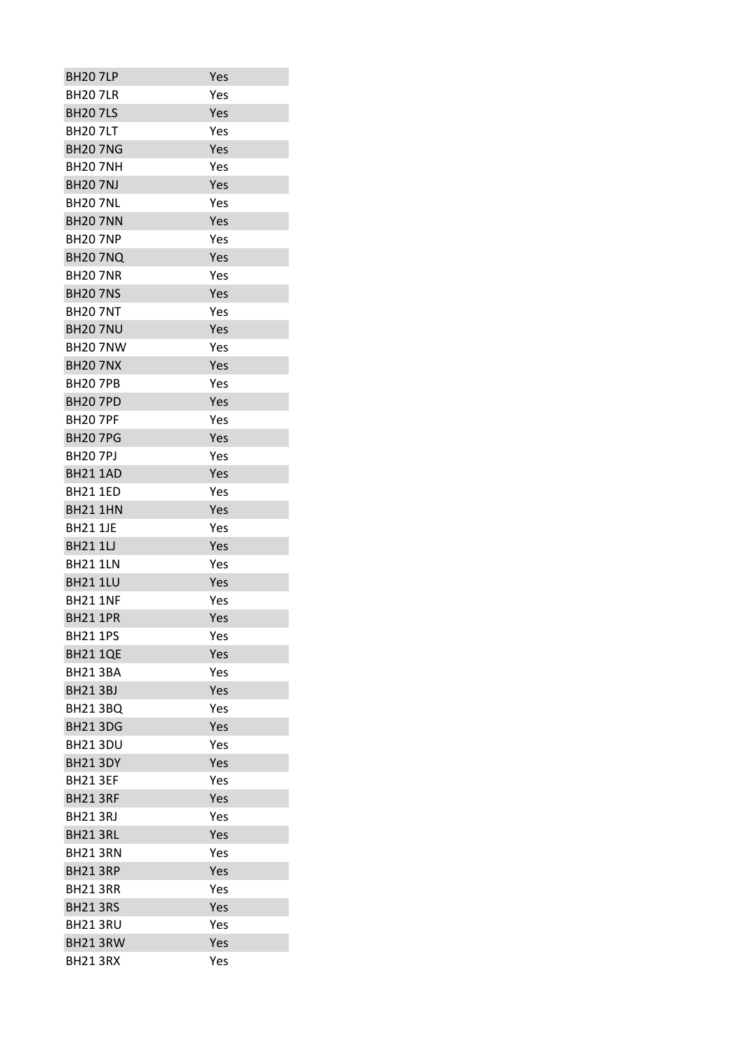| | |
|---|---|
| BH20 7LP | Yes |
| BH20 7LR | Yes |
| BH20 7LS | Yes |
| BH20 7LT | Yes |
| BH20 7NG | Yes |
| BH20 7NH | Yes |
| BH20 7NJ | Yes |
| BH20 7NL | Yes |
| BH20 7NN | Yes |
| BH20 7NP | Yes |
| BH20 7NQ | Yes |
| BH20 7NR | Yes |
| BH20 7NS | Yes |
| BH20 7NT | Yes |
| BH20 7NU | Yes |
| BH20 7NW | Yes |
| BH20 7NX | Yes |
| BH20 7PB | Yes |
| BH20 7PD | Yes |
| BH20 7PF | Yes |
| BH20 7PG | Yes |
| BH20 7PJ | Yes |
| BH21 1AD | Yes |
| BH21 1ED | Yes |
| BH21 1HN | Yes |
| BH21 1JE | Yes |
| BH21 1LJ | Yes |
| BH21 1LN | Yes |
| BH21 1LU | Yes |
| BH21 1NF | Yes |
| BH21 1PR | Yes |
| BH21 1PS | Yes |
| BH21 1QE | Yes |
| BH21 3BA | Yes |
| BH21 3BJ | Yes |
| BH21 3BQ | Yes |
| BH21 3DG | Yes |
| BH21 3DU | Yes |
| BH21 3DY | Yes |
| BH21 3EF | Yes |
| BH21 3RF | Yes |
| BH21 3RJ | Yes |
| BH21 3RL | Yes |
| BH21 3RN | Yes |
| BH21 3RP | Yes |
| BH21 3RR | Yes |
| BH21 3RS | Yes |
| BH21 3RU | Yes |
| BH21 3RW | Yes |
| BH21 3RX | Yes |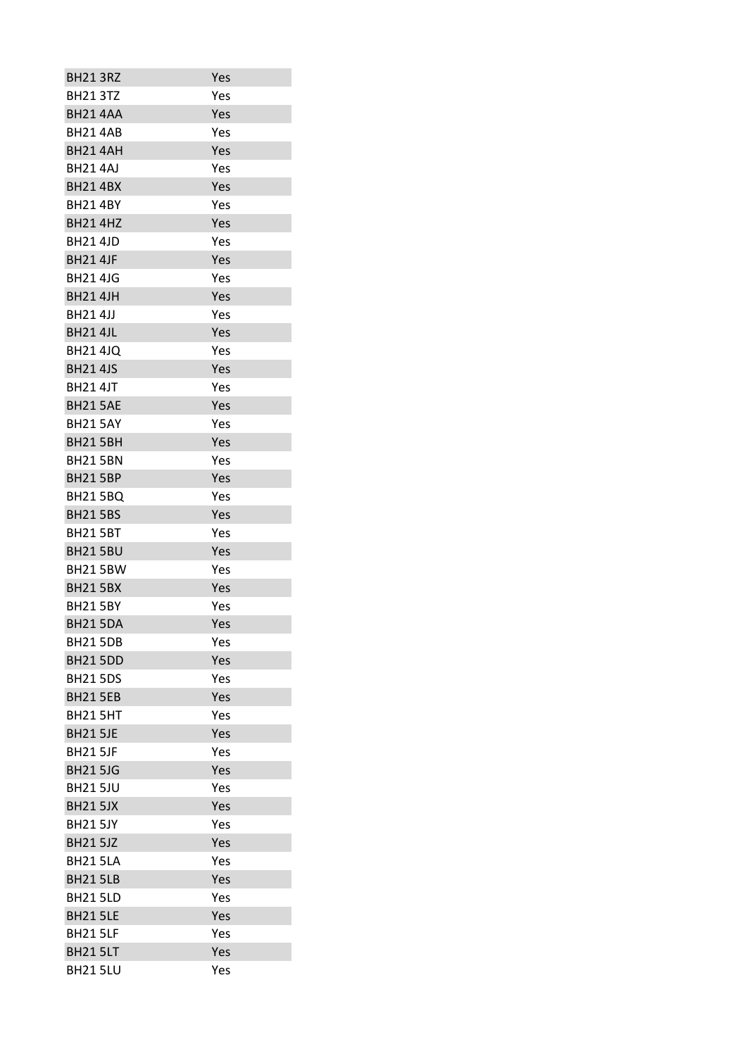| BH21 3RZ | Yes |
|---|---|
| BH21 3TZ | Yes |
| BH21 4AA | Yes |
| BH21 4AB | Yes |
| BH21 4AH | Yes |
| BH21 4AJ | Yes |
| BH21 4BX | Yes |
| BH21 4BY | Yes |
| BH21 4HZ | Yes |
| BH21 4JD | Yes |
| BH21 4JF | Yes |
| BH21 4JG | Yes |
| BH21 4JH | Yes |
| BH21 4JJ | Yes |
| BH21 4JL | Yes |
| BH21 4JQ | Yes |
| BH21 4JS | Yes |
| BH21 4JT | Yes |
| BH21 5AE | Yes |
| BH21 5AY | Yes |
| BH21 5BH | Yes |
| BH21 5BN | Yes |
| BH21 5BP | Yes |
| BH21 5BQ | Yes |
| BH21 5BS | Yes |
| BH21 5BT | Yes |
| BH21 5BU | Yes |
| BH21 5BW | Yes |
| BH21 5BX | Yes |
| BH21 5BY | Yes |
| BH21 5DA | Yes |
| BH21 5DB | Yes |
| BH21 5DD | Yes |
| BH21 5DS | Yes |
| BH21 5EB | Yes |
| BH21 5HT | Yes |
| BH21 5JE | Yes |
| BH21 5JF | Yes |
| BH21 5JG | Yes |
| BH21 5JU | Yes |
| BH21 5JX | Yes |
| BH21 5JY | Yes |
| BH21 5JZ | Yes |
| BH21 5LA | Yes |
| BH21 5LB | Yes |
| BH21 5LD | Yes |
| BH21 5LE | Yes |
| BH21 5LF | Yes |
| BH21 5LT | Yes |
| BH21 5LU | Yes |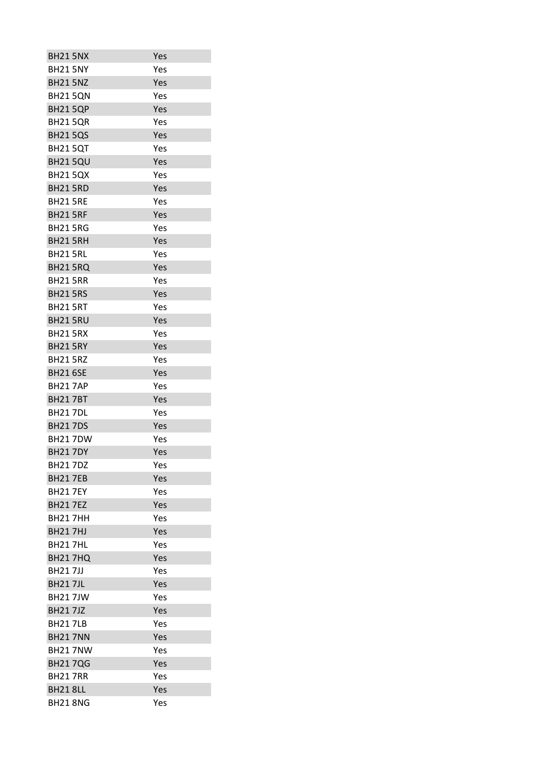| | |
|---|---|
| BH21 5NX | Yes |
| BH21 5NY | Yes |
| BH21 5NZ | Yes |
| BH21 5QN | Yes |
| BH21 5QP | Yes |
| BH21 5QR | Yes |
| BH21 5QS | Yes |
| BH21 5QT | Yes |
| BH21 5QU | Yes |
| BH21 5QX | Yes |
| BH21 5RD | Yes |
| BH21 5RE | Yes |
| BH21 5RF | Yes |
| BH21 5RG | Yes |
| BH21 5RH | Yes |
| BH21 5RL | Yes |
| BH21 5RQ | Yes |
| BH21 5RR | Yes |
| BH21 5RS | Yes |
| BH21 5RT | Yes |
| BH21 5RU | Yes |
| BH21 5RX | Yes |
| BH21 5RY | Yes |
| BH21 5RZ | Yes |
| BH21 6SE | Yes |
| BH21 7AP | Yes |
| BH21 7BT | Yes |
| BH21 7DL | Yes |
| BH21 7DS | Yes |
| BH21 7DW | Yes |
| BH21 7DY | Yes |
| BH21 7DZ | Yes |
| BH21 7EB | Yes |
| BH21 7EY | Yes |
| BH21 7EZ | Yes |
| BH21 7HH | Yes |
| BH21 7HJ | Yes |
| BH21 7HL | Yes |
| BH21 7HQ | Yes |
| BH21 7JJ | Yes |
| BH21 7JL | Yes |
| BH21 7JW | Yes |
| BH21 7JZ | Yes |
| BH21 7LB | Yes |
| BH21 7NN | Yes |
| BH21 7NW | Yes |
| BH21 7QG | Yes |
| BH21 7RR | Yes |
| BH21 8LL | Yes |
| BH21 8NG | Yes |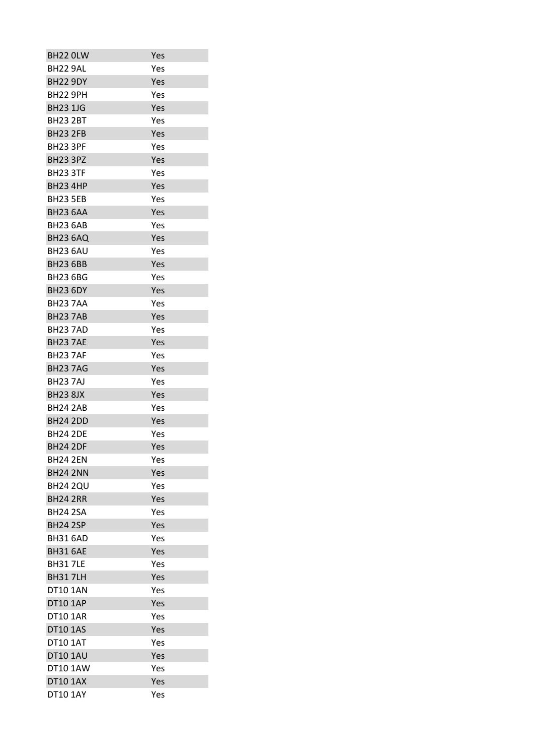| | |
|---|---|
| BH22 0LW | Yes |
| BH22 9AL | Yes |
| BH22 9DY | Yes |
| BH22 9PH | Yes |
| BH23 1JG | Yes |
| BH23 2BT | Yes |
| BH23 2FB | Yes |
| BH23 3PF | Yes |
| BH23 3PZ | Yes |
| BH23 3TF | Yes |
| BH23 4HP | Yes |
| BH23 5EB | Yes |
| BH23 6AA | Yes |
| BH23 6AB | Yes |
| BH23 6AQ | Yes |
| BH23 6AU | Yes |
| BH23 6BB | Yes |
| BH23 6BG | Yes |
| BH23 6DY | Yes |
| BH23 7AA | Yes |
| BH23 7AB | Yes |
| BH23 7AD | Yes |
| BH23 7AE | Yes |
| BH23 7AF | Yes |
| BH23 7AG | Yes |
| BH23 7AJ | Yes |
| BH23 8JX | Yes |
| BH24 2AB | Yes |
| BH24 2DD | Yes |
| BH24 2DE | Yes |
| BH24 2DF | Yes |
| BH24 2EN | Yes |
| BH24 2NN | Yes |
| BH24 2QU | Yes |
| BH24 2RR | Yes |
| BH24 2SA | Yes |
| BH24 2SP | Yes |
| BH31 6AD | Yes |
| BH31 6AE | Yes |
| BH31 7LE | Yes |
| BH31 7LH | Yes |
| DT10 1AN | Yes |
| DT10 1AP | Yes |
| DT10 1AR | Yes |
| DT10 1AS | Yes |
| DT10 1AT | Yes |
| DT10 1AU | Yes |
| DT10 1AW | Yes |
| DT10 1AX | Yes |
| DT10 1AY | Yes |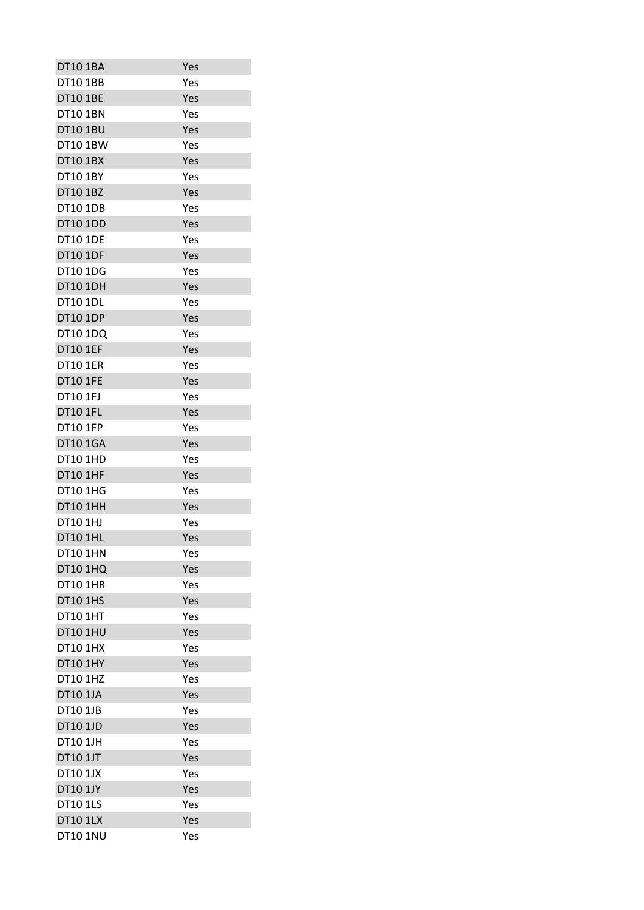| | |
|---|---|
| DT10 1BA | Yes |
| DT10 1BB | Yes |
| DT10 1BE | Yes |
| DT10 1BN | Yes |
| DT10 1BU | Yes |
| DT10 1BW | Yes |
| DT10 1BX | Yes |
| DT10 1BY | Yes |
| DT10 1BZ | Yes |
| DT10 1DB | Yes |
| DT10 1DD | Yes |
| DT10 1DE | Yes |
| DT10 1DF | Yes |
| DT10 1DG | Yes |
| DT10 1DH | Yes |
| DT10 1DL | Yes |
| DT10 1DP | Yes |
| DT10 1DQ | Yes |
| DT10 1EF | Yes |
| DT10 1ER | Yes |
| DT10 1FE | Yes |
| DT10 1FJ | Yes |
| DT10 1FL | Yes |
| DT10 1FP | Yes |
| DT10 1GA | Yes |
| DT10 1HD | Yes |
| DT10 1HF | Yes |
| DT10 1HG | Yes |
| DT10 1HH | Yes |
| DT10 1HJ | Yes |
| DT10 1HL | Yes |
| DT10 1HN | Yes |
| DT10 1HQ | Yes |
| DT10 1HR | Yes |
| DT10 1HS | Yes |
| DT10 1HT | Yes |
| DT10 1HU | Yes |
| DT10 1HX | Yes |
| DT10 1HY | Yes |
| DT10 1HZ | Yes |
| DT10 1JA | Yes |
| DT10 1JB | Yes |
| DT10 1JD | Yes |
| DT10 1JH | Yes |
| DT10 1JT | Yes |
| DT10 1JX | Yes |
| DT10 1JY | Yes |
| DT10 1LS | Yes |
| DT10 1LX | Yes |
| DT10 1NU | Yes |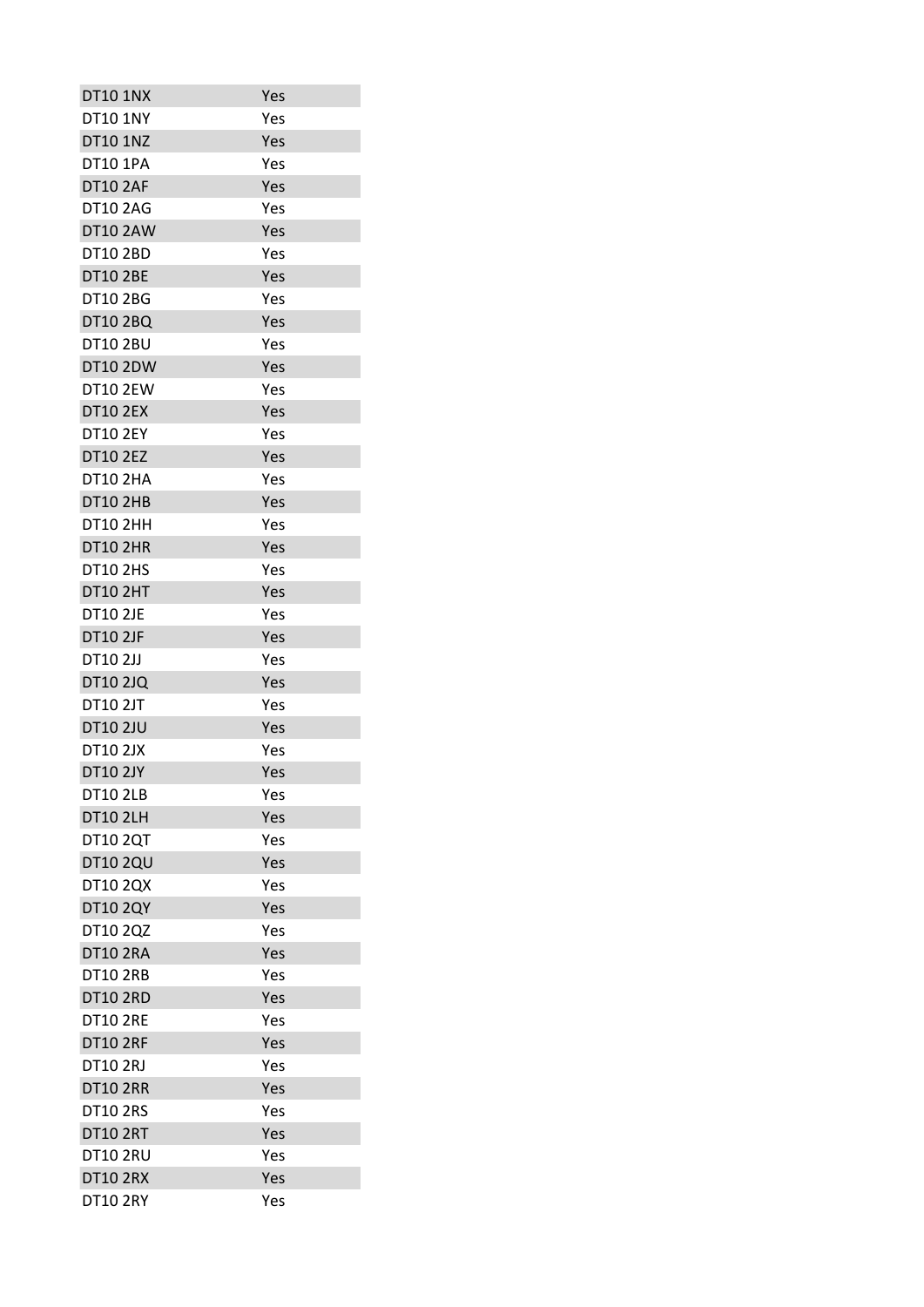| | |
|---|---|
| DT10 1NX | Yes |
| DT10 1NY | Yes |
| DT10 1NZ | Yes |
| DT10 1PA | Yes |
| DT10 2AF | Yes |
| DT10 2AG | Yes |
| DT10 2AW | Yes |
| DT10 2BD | Yes |
| DT10 2BE | Yes |
| DT10 2BG | Yes |
| DT10 2BQ | Yes |
| DT10 2BU | Yes |
| DT10 2DW | Yes |
| DT10 2EW | Yes |
| DT10 2EX | Yes |
| DT10 2EY | Yes |
| DT10 2EZ | Yes |
| DT10 2HA | Yes |
| DT10 2HB | Yes |
| DT10 2HH | Yes |
| DT10 2HR | Yes |
| DT10 2HS | Yes |
| DT10 2HT | Yes |
| DT10 2JE | Yes |
| DT10 2JF | Yes |
| DT10 2JJ | Yes |
| DT10 2JQ | Yes |
| DT10 2JT | Yes |
| DT10 2JU | Yes |
| DT10 2JX | Yes |
| DT10 2JY | Yes |
| DT10 2LB | Yes |
| DT10 2LH | Yes |
| DT10 2QT | Yes |
| DT10 2QU | Yes |
| DT10 2QX | Yes |
| DT10 2QY | Yes |
| DT10 2QZ | Yes |
| DT10 2RA | Yes |
| DT10 2RB | Yes |
| DT10 2RD | Yes |
| DT10 2RE | Yes |
| DT10 2RF | Yes |
| DT10 2RJ | Yes |
| DT10 2RR | Yes |
| DT10 2RS | Yes |
| DT10 2RT | Yes |
| DT10 2RU | Yes |
| DT10 2RX | Yes |
| DT10 2RY | Yes |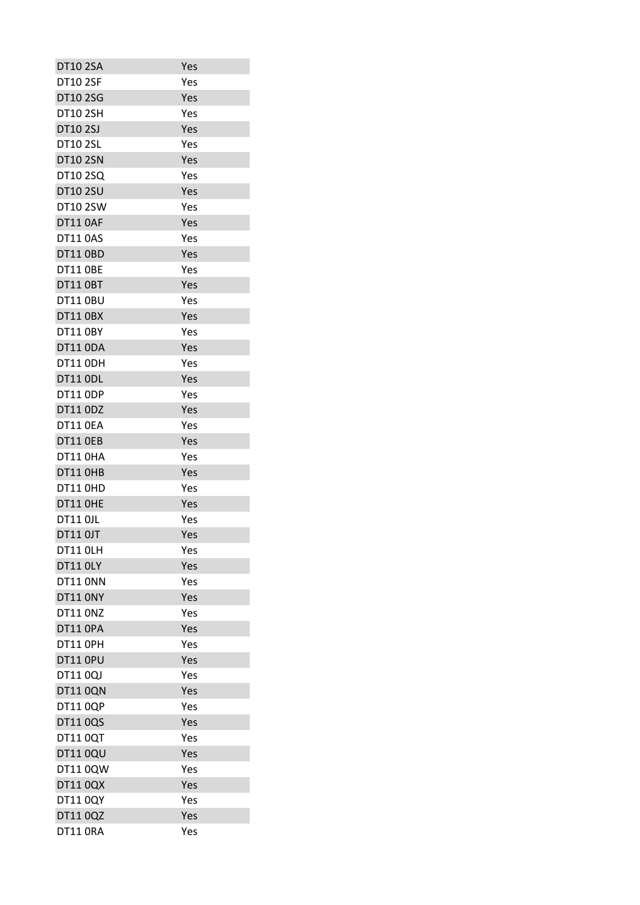| | |
|---|---|
| DT10 2SA | Yes |
| DT10 2SF | Yes |
| DT10 2SG | Yes |
| DT10 2SH | Yes |
| DT10 2SJ | Yes |
| DT10 2SL | Yes |
| DT10 2SN | Yes |
| DT10 2SQ | Yes |
| DT10 2SU | Yes |
| DT10 2SW | Yes |
| DT11 0AF | Yes |
| DT11 0AS | Yes |
| DT11 0BD | Yes |
| DT11 0BE | Yes |
| DT11 0BT | Yes |
| DT11 0BU | Yes |
| DT11 0BX | Yes |
| DT11 0BY | Yes |
| DT11 0DA | Yes |
| DT11 0DH | Yes |
| DT11 0DL | Yes |
| DT11 0DP | Yes |
| DT11 0DZ | Yes |
| DT11 0EA | Yes |
| DT11 0EB | Yes |
| DT11 0HA | Yes |
| DT11 0HB | Yes |
| DT11 0HD | Yes |
| DT11 0HE | Yes |
| DT11 0JL | Yes |
| DT11 0JT | Yes |
| DT11 0LH | Yes |
| DT11 0LY | Yes |
| DT11 0NN | Yes |
| DT11 0NY | Yes |
| DT11 0NZ | Yes |
| DT11 0PA | Yes |
| DT11 0PH | Yes |
| DT11 0PU | Yes |
| DT11 0QJ | Yes |
| DT11 0QN | Yes |
| DT11 0QP | Yes |
| DT11 0QS | Yes |
| DT11 0QT | Yes |
| DT11 0QU | Yes |
| DT11 0QW | Yes |
| DT11 0QX | Yes |
| DT11 0QY | Yes |
| DT11 0QZ | Yes |
| DT11 0RA | Yes |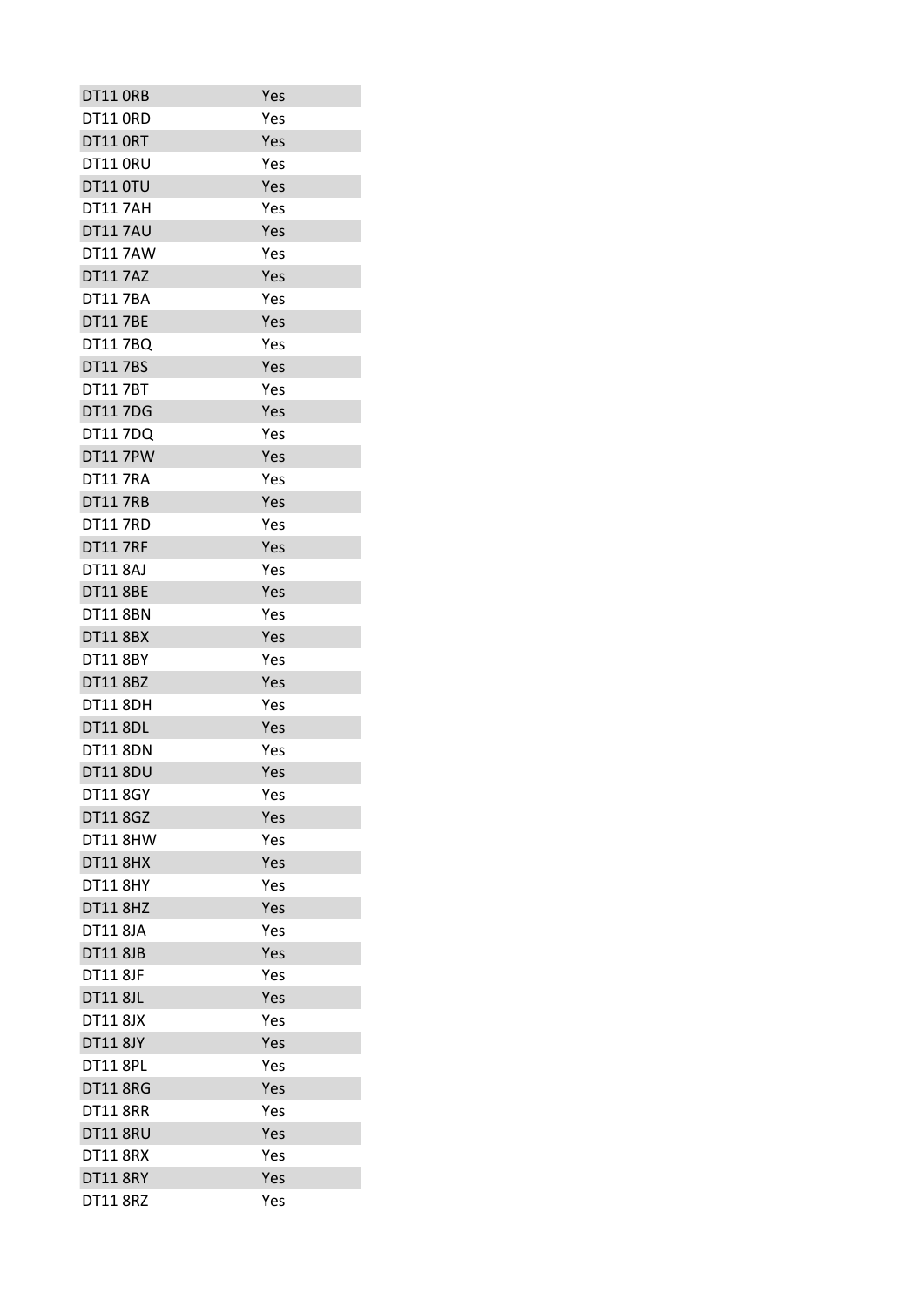| | |
|---|---|
| DT11 0RB | Yes |
| DT11 0RD | Yes |
| DT11 0RT | Yes |
| DT11 0RU | Yes |
| DT11 0TU | Yes |
| DT11 7AH | Yes |
| DT11 7AU | Yes |
| DT11 7AW | Yes |
| DT11 7AZ | Yes |
| DT11 7BA | Yes |
| DT11 7BE | Yes |
| DT11 7BQ | Yes |
| DT11 7BS | Yes |
| DT11 7BT | Yes |
| DT11 7DG | Yes |
| DT11 7DQ | Yes |
| DT11 7PW | Yes |
| DT11 7RA | Yes |
| DT11 7RB | Yes |
| DT11 7RD | Yes |
| DT11 7RF | Yes |
| DT11 8AJ | Yes |
| DT11 8BE | Yes |
| DT11 8BN | Yes |
| DT11 8BX | Yes |
| DT11 8BY | Yes |
| DT11 8BZ | Yes |
| DT11 8DH | Yes |
| DT11 8DL | Yes |
| DT11 8DN | Yes |
| DT11 8DU | Yes |
| DT11 8GY | Yes |
| DT11 8GZ | Yes |
| DT11 8HW | Yes |
| DT11 8HX | Yes |
| DT11 8HY | Yes |
| DT11 8HZ | Yes |
| DT11 8JA | Yes |
| DT11 8JB | Yes |
| DT11 8JF | Yes |
| DT11 8JL | Yes |
| DT11 8JX | Yes |
| DT11 8JY | Yes |
| DT11 8PL | Yes |
| DT11 8RG | Yes |
| DT11 8RR | Yes |
| DT11 8RU | Yes |
| DT11 8RX | Yes |
| DT11 8RY | Yes |
| DT11 8RZ | Yes |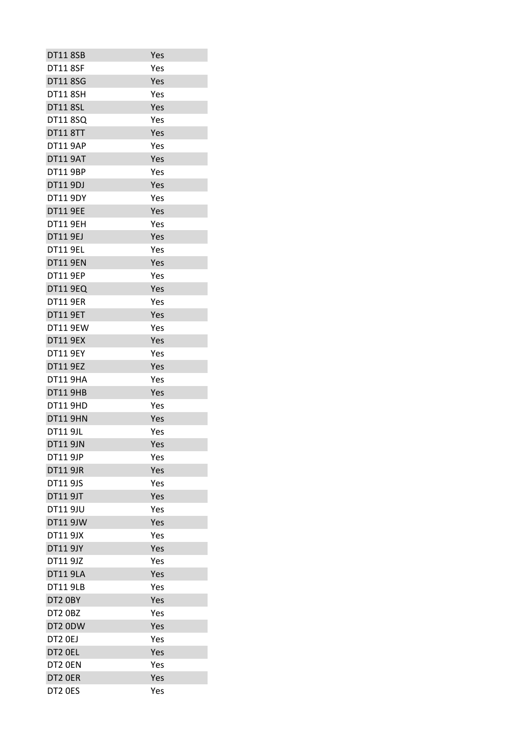| | |
|---|---|
| DT11 8SB | Yes |
| DT11 8SF | Yes |
| DT11 8SG | Yes |
| DT11 8SH | Yes |
| DT11 8SL | Yes |
| DT11 8SQ | Yes |
| DT11 8TT | Yes |
| DT11 9AP | Yes |
| DT11 9AT | Yes |
| DT11 9BP | Yes |
| DT11 9DJ | Yes |
| DT11 9DY | Yes |
| DT11 9EE | Yes |
| DT11 9EH | Yes |
| DT11 9EJ | Yes |
| DT11 9EL | Yes |
| DT11 9EN | Yes |
| DT11 9EP | Yes |
| DT11 9EQ | Yes |
| DT11 9ER | Yes |
| DT11 9ET | Yes |
| DT11 9EW | Yes |
| DT11 9EX | Yes |
| DT11 9EY | Yes |
| DT11 9EZ | Yes |
| DT11 9HA | Yes |
| DT11 9HB | Yes |
| DT11 9HD | Yes |
| DT11 9HN | Yes |
| DT11 9JL | Yes |
| DT11 9JN | Yes |
| DT11 9JP | Yes |
| DT11 9JR | Yes |
| DT11 9JS | Yes |
| DT11 9JT | Yes |
| DT11 9JU | Yes |
| DT11 9JW | Yes |
| DT11 9JX | Yes |
| DT11 9JY | Yes |
| DT11 9JZ | Yes |
| DT11 9LA | Yes |
| DT11 9LB | Yes |
| DT2 0BY | Yes |
| DT2 0BZ | Yes |
| DT2 0DW | Yes |
| DT2 0EJ | Yes |
| DT2 0EL | Yes |
| DT2 0EN | Yes |
| DT2 0ER | Yes |
| DT2 0ES | Yes |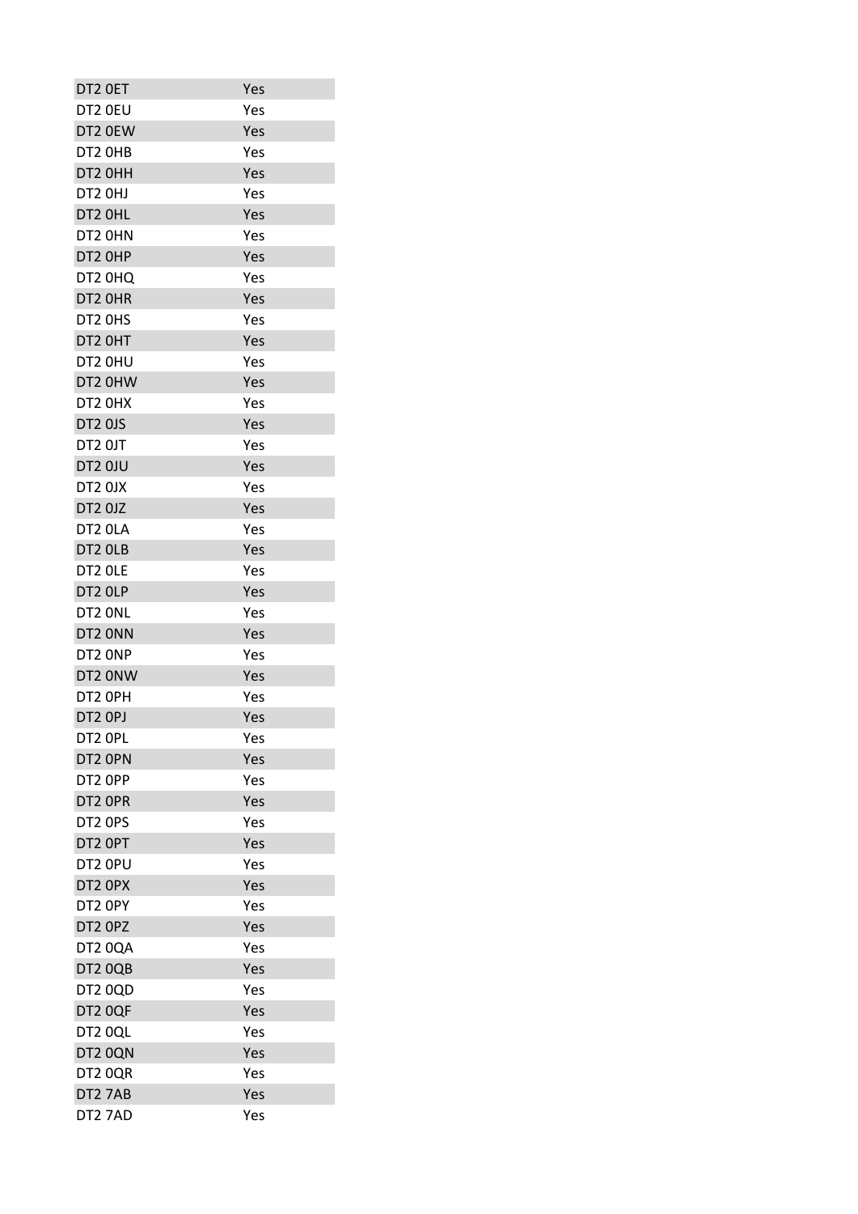| DT2 0ET | Yes |
|---|---|
| DT2 0EU | Yes |
| DT2 0EW | Yes |
| DT2 0HB | Yes |
| DT2 0HH | Yes |
| DT2 0HJ | Yes |
| DT2 0HL | Yes |
| DT2 0HN | Yes |
| DT2 0HP | Yes |
| DT2 0HQ | Yes |
| DT2 0HR | Yes |
| DT2 0HS | Yes |
| DT2 0HT | Yes |
| DT2 0HU | Yes |
| DT2 0HW | Yes |
| DT2 0HX | Yes |
| DT2 0JS | Yes |
| DT2 0JT | Yes |
| DT2 0JU | Yes |
| DT2 0JX | Yes |
| DT2 0JZ | Yes |
| DT2 0LA | Yes |
| DT2 0LB | Yes |
| DT2 0LE | Yes |
| DT2 0LP | Yes |
| DT2 0NL | Yes |
| DT2 0NN | Yes |
| DT2 0NP | Yes |
| DT2 0NW | Yes |
| DT2 0PH | Yes |
| DT2 0PJ | Yes |
| DT2 0PL | Yes |
| DT2 0PN | Yes |
| DT2 0PP | Yes |
| DT2 0PR | Yes |
| DT2 0PS | Yes |
| DT2 0PT | Yes |
| DT2 0PU | Yes |
| DT2 0PX | Yes |
| DT2 0PY | Yes |
| DT2 0PZ | Yes |
| DT2 0QA | Yes |
| DT2 0QB | Yes |
| DT2 0QD | Yes |
| DT2 0QF | Yes |
| DT2 0QL | Yes |
| DT2 0QN | Yes |
| DT2 0QR | Yes |
| DT2 7AB | Yes |
| DT2 7AD | Yes |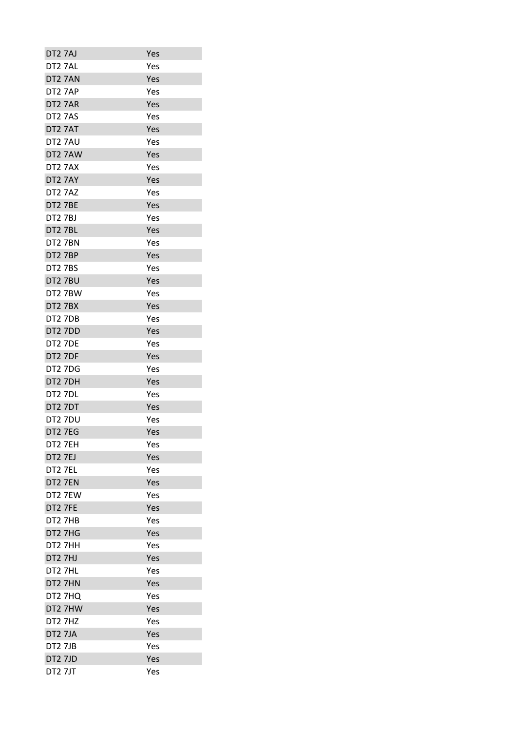| DT2 7AJ | Yes |
|---|---|
| DT2 7AL | Yes |
| DT2 7AN | Yes |
| DT2 7AP | Yes |
| DT2 7AR | Yes |
| DT2 7AS | Yes |
| DT2 7AT | Yes |
| DT2 7AU | Yes |
| DT2 7AW | Yes |
| DT2 7AX | Yes |
| DT2 7AY | Yes |
| DT2 7AZ | Yes |
| DT2 7BE | Yes |
| DT2 7BJ | Yes |
| DT2 7BL | Yes |
| DT2 7BN | Yes |
| DT2 7BP | Yes |
| DT2 7BS | Yes |
| DT2 7BU | Yes |
| DT2 7BW | Yes |
| DT2 7BX | Yes |
| DT2 7DB | Yes |
| DT2 7DD | Yes |
| DT2 7DE | Yes |
| DT2 7DF | Yes |
| DT2 7DG | Yes |
| DT2 7DH | Yes |
| DT2 7DL | Yes |
| DT2 7DT | Yes |
| DT2 7DU | Yes |
| DT2 7EG | Yes |
| DT2 7EH | Yes |
| DT2 7EJ | Yes |
| DT2 7EL | Yes |
| DT2 7EN | Yes |
| DT2 7EW | Yes |
| DT2 7FE | Yes |
| DT2 7HB | Yes |
| DT2 7HG | Yes |
| DT2 7HH | Yes |
| DT2 7HJ | Yes |
| DT2 7HL | Yes |
| DT2 7HN | Yes |
| DT2 7HQ | Yes |
| DT2 7HW | Yes |
| DT2 7HZ | Yes |
| DT2 7JA | Yes |
| DT2 7JB | Yes |
| DT2 7JD | Yes |
| DT2 7JT | Yes |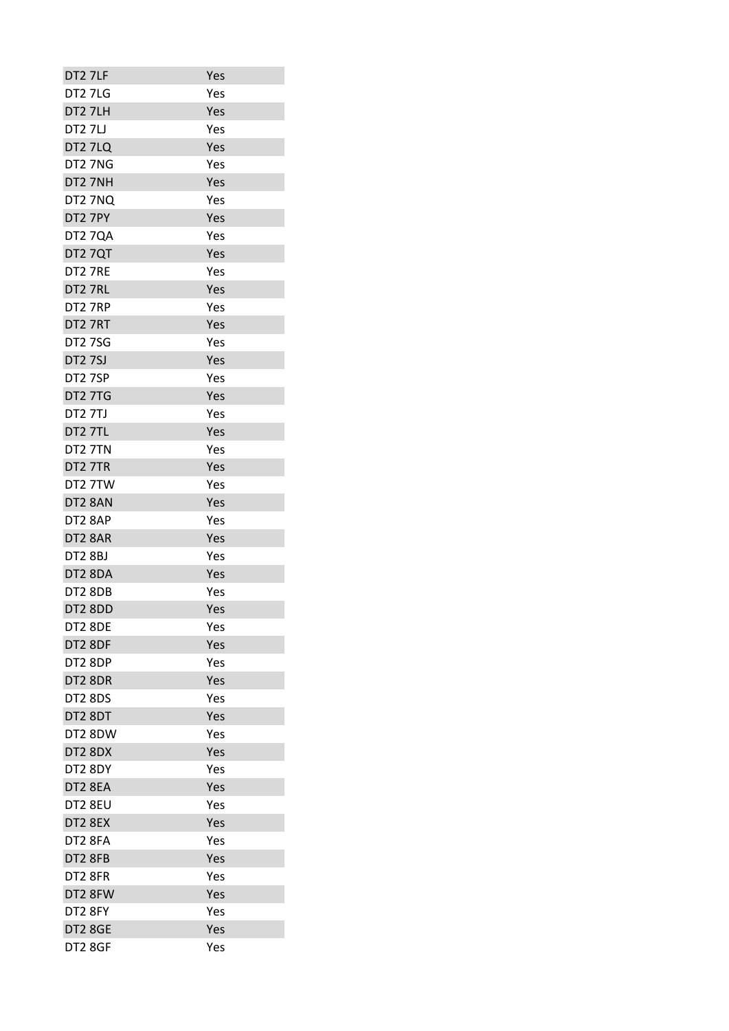| | |
|---|---|
| DT2 7LF | Yes |
| DT2 7LG | Yes |
| DT2 7LH | Yes |
| DT2 7LJ | Yes |
| DT2 7LQ | Yes |
| DT2 7NG | Yes |
| DT2 7NH | Yes |
| DT2 7NQ | Yes |
| DT2 7PY | Yes |
| DT2 7QA | Yes |
| DT2 7QT | Yes |
| DT2 7RE | Yes |
| DT2 7RL | Yes |
| DT2 7RP | Yes |
| DT2 7RT | Yes |
| DT2 7SG | Yes |
| DT2 7SJ | Yes |
| DT2 7SP | Yes |
| DT2 7TG | Yes |
| DT2 7TJ | Yes |
| DT2 7TL | Yes |
| DT2 7TN | Yes |
| DT2 7TR | Yes |
| DT2 7TW | Yes |
| DT2 8AN | Yes |
| DT2 8AP | Yes |
| DT2 8AR | Yes |
| DT2 8BJ | Yes |
| DT2 8DA | Yes |
| DT2 8DB | Yes |
| DT2 8DD | Yes |
| DT2 8DE | Yes |
| DT2 8DF | Yes |
| DT2 8DP | Yes |
| DT2 8DR | Yes |
| DT2 8DS | Yes |
| DT2 8DT | Yes |
| DT2 8DW | Yes |
| DT2 8DX | Yes |
| DT2 8DY | Yes |
| DT2 8EA | Yes |
| DT2 8EU | Yes |
| DT2 8EX | Yes |
| DT2 8FA | Yes |
| DT2 8FB | Yes |
| DT2 8FR | Yes |
| DT2 8FW | Yes |
| DT2 8FY | Yes |
| DT2 8GE | Yes |
| DT2 8GF | Yes |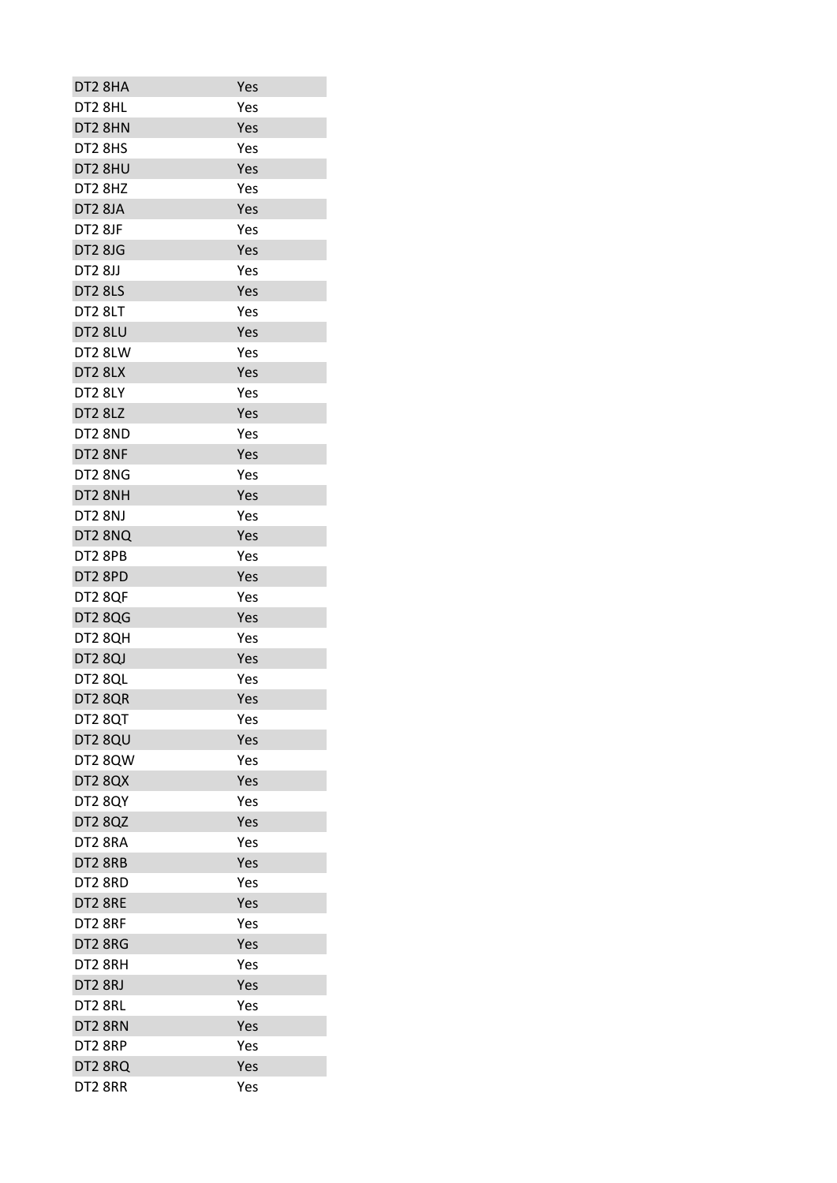| DT2 8HA | Yes |
|---|---|
| DT2 8HL | Yes |
| DT2 8HN | Yes |
| DT2 8HS | Yes |
| DT2 8HU | Yes |
| DT2 8HZ | Yes |
| DT2 8JA | Yes |
| DT2 8JF | Yes |
| DT2 8JG | Yes |
| DT2 8JJ | Yes |
| DT2 8LS | Yes |
| DT2 8LT | Yes |
| DT2 8LU | Yes |
| DT2 8LW | Yes |
| DT2 8LX | Yes |
| DT2 8LY | Yes |
| DT2 8LZ | Yes |
| DT2 8ND | Yes |
| DT2 8NF | Yes |
| DT2 8NG | Yes |
| DT2 8NH | Yes |
| DT2 8NJ | Yes |
| DT2 8NQ | Yes |
| DT2 8PB | Yes |
| DT2 8PD | Yes |
| DT2 8QF | Yes |
| DT2 8QG | Yes |
| DT2 8QH | Yes |
| DT2 8QJ | Yes |
| DT2 8QL | Yes |
| DT2 8QR | Yes |
| DT2 8QT | Yes |
| DT2 8QU | Yes |
| DT2 8QW | Yes |
| DT2 8QX | Yes |
| DT2 8QY | Yes |
| DT2 8QZ | Yes |
| DT2 8RA | Yes |
| DT2 8RB | Yes |
| DT2 8RD | Yes |
| DT2 8RE | Yes |
| DT2 8RF | Yes |
| DT2 8RG | Yes |
| DT2 8RH | Yes |
| DT2 8RJ | Yes |
| DT2 8RL | Yes |
| DT2 8RN | Yes |
| DT2 8RP | Yes |
| DT2 8RQ | Yes |
| DT2 8RR | Yes |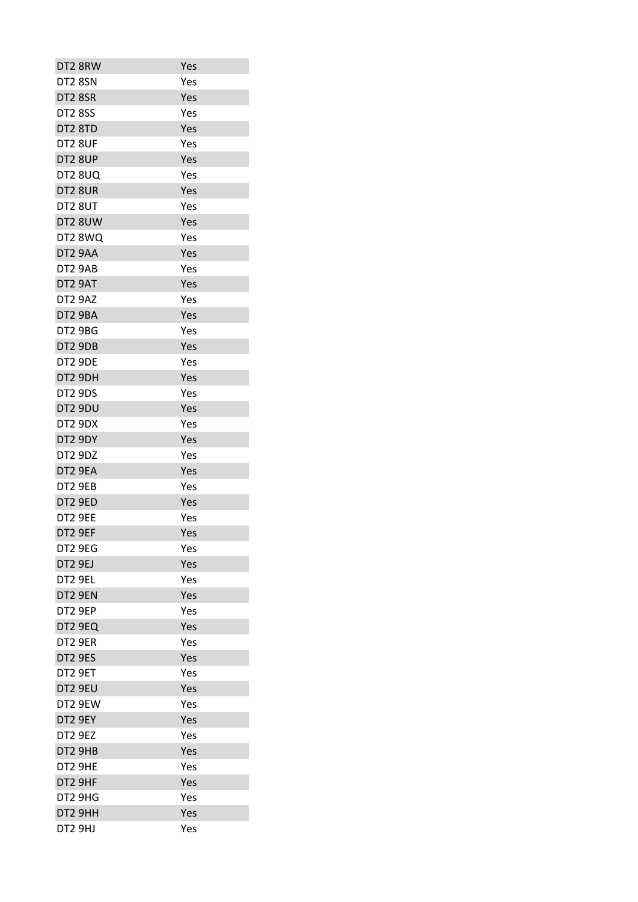| | |
|---|---|
| DT2 8RW | Yes |
| DT2 8SN | Yes |
| DT2 8SR | Yes |
| DT2 8SS | Yes |
| DT2 8TD | Yes |
| DT2 8UF | Yes |
| DT2 8UP | Yes |
| DT2 8UQ | Yes |
| DT2 8UR | Yes |
| DT2 8UT | Yes |
| DT2 8UW | Yes |
| DT2 8WQ | Yes |
| DT2 9AA | Yes |
| DT2 9AB | Yes |
| DT2 9AT | Yes |
| DT2 9AZ | Yes |
| DT2 9BA | Yes |
| DT2 9BG | Yes |
| DT2 9DB | Yes |
| DT2 9DE | Yes |
| DT2 9DH | Yes |
| DT2 9DS | Yes |
| DT2 9DU | Yes |
| DT2 9DX | Yes |
| DT2 9DY | Yes |
| DT2 9DZ | Yes |
| DT2 9EA | Yes |
| DT2 9EB | Yes |
| DT2 9ED | Yes |
| DT2 9EE | Yes |
| DT2 9EF | Yes |
| DT2 9EG | Yes |
| DT2 9EJ | Yes |
| DT2 9EL | Yes |
| DT2 9EN | Yes |
| DT2 9EP | Yes |
| DT2 9EQ | Yes |
| DT2 9ER | Yes |
| DT2 9ES | Yes |
| DT2 9ET | Yes |
| DT2 9EU | Yes |
| DT2 9EW | Yes |
| DT2 9EY | Yes |
| DT2 9EZ | Yes |
| DT2 9HB | Yes |
| DT2 9HE | Yes |
| DT2 9HF | Yes |
| DT2 9HG | Yes |
| DT2 9HH | Yes |
| DT2 9HJ | Yes |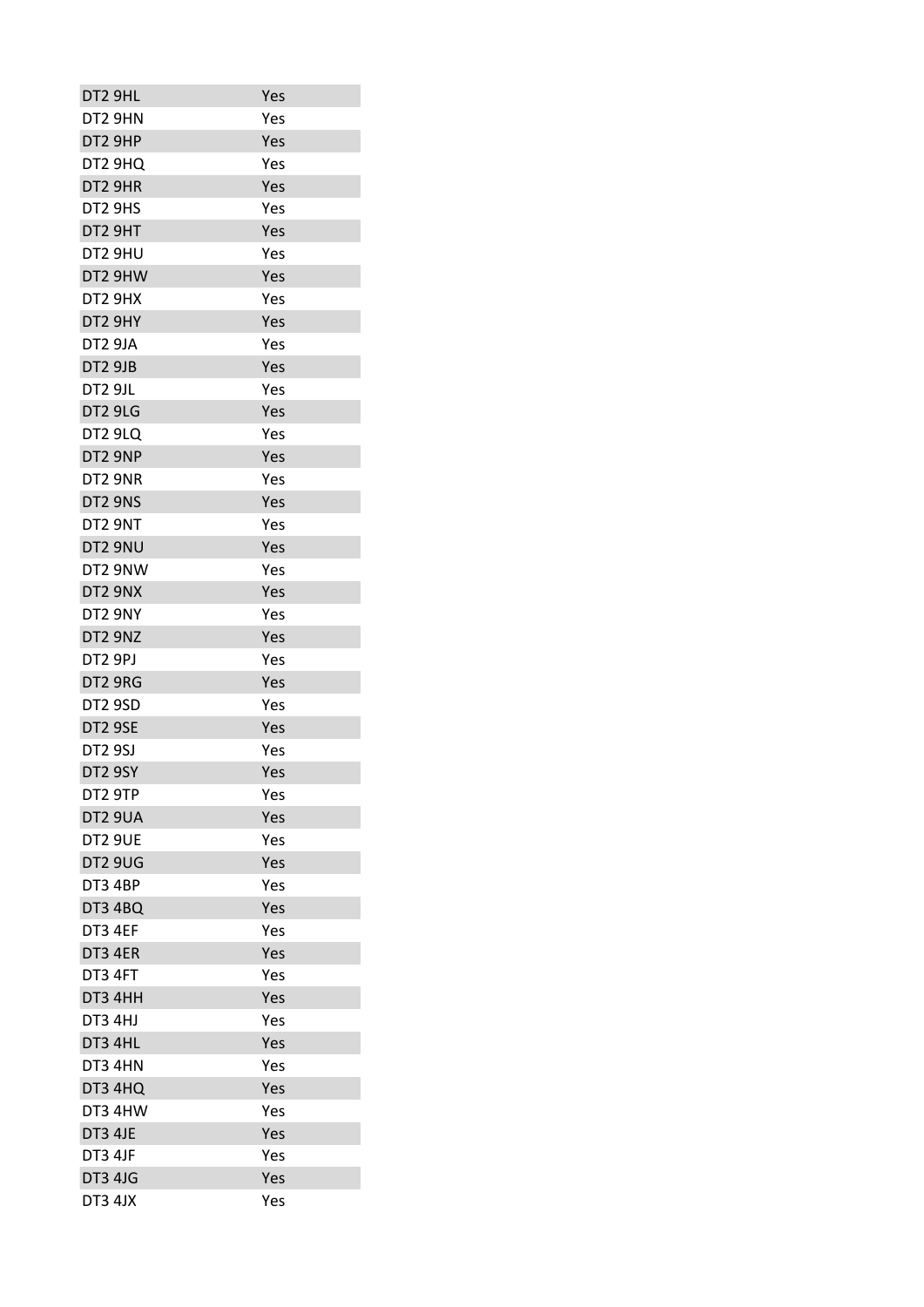| | |
|---|---|
| DT2 9HL | Yes |
| DT2 9HN | Yes |
| DT2 9HP | Yes |
| DT2 9HQ | Yes |
| DT2 9HR | Yes |
| DT2 9HS | Yes |
| DT2 9HT | Yes |
| DT2 9HU | Yes |
| DT2 9HW | Yes |
| DT2 9HX | Yes |
| DT2 9HY | Yes |
| DT2 9JA | Yes |
| DT2 9JB | Yes |
| DT2 9JL | Yes |
| DT2 9LG | Yes |
| DT2 9LQ | Yes |
| DT2 9NP | Yes |
| DT2 9NR | Yes |
| DT2 9NS | Yes |
| DT2 9NT | Yes |
| DT2 9NU | Yes |
| DT2 9NW | Yes |
| DT2 9NX | Yes |
| DT2 9NY | Yes |
| DT2 9NZ | Yes |
| DT2 9PJ | Yes |
| DT2 9RG | Yes |
| DT2 9SD | Yes |
| DT2 9SE | Yes |
| DT2 9SJ | Yes |
| DT2 9SY | Yes |
| DT2 9TP | Yes |
| DT2 9UA | Yes |
| DT2 9UE | Yes |
| DT2 9UG | Yes |
| DT3 4BP | Yes |
| DT3 4BQ | Yes |
| DT3 4EF | Yes |
| DT3 4ER | Yes |
| DT3 4FT | Yes |
| DT3 4HH | Yes |
| DT3 4HJ | Yes |
| DT3 4HL | Yes |
| DT3 4HN | Yes |
| DT3 4HQ | Yes |
| DT3 4HW | Yes |
| DT3 4JE | Yes |
| DT3 4JF | Yes |
| DT3 4JG | Yes |
| DT3 4JX | Yes |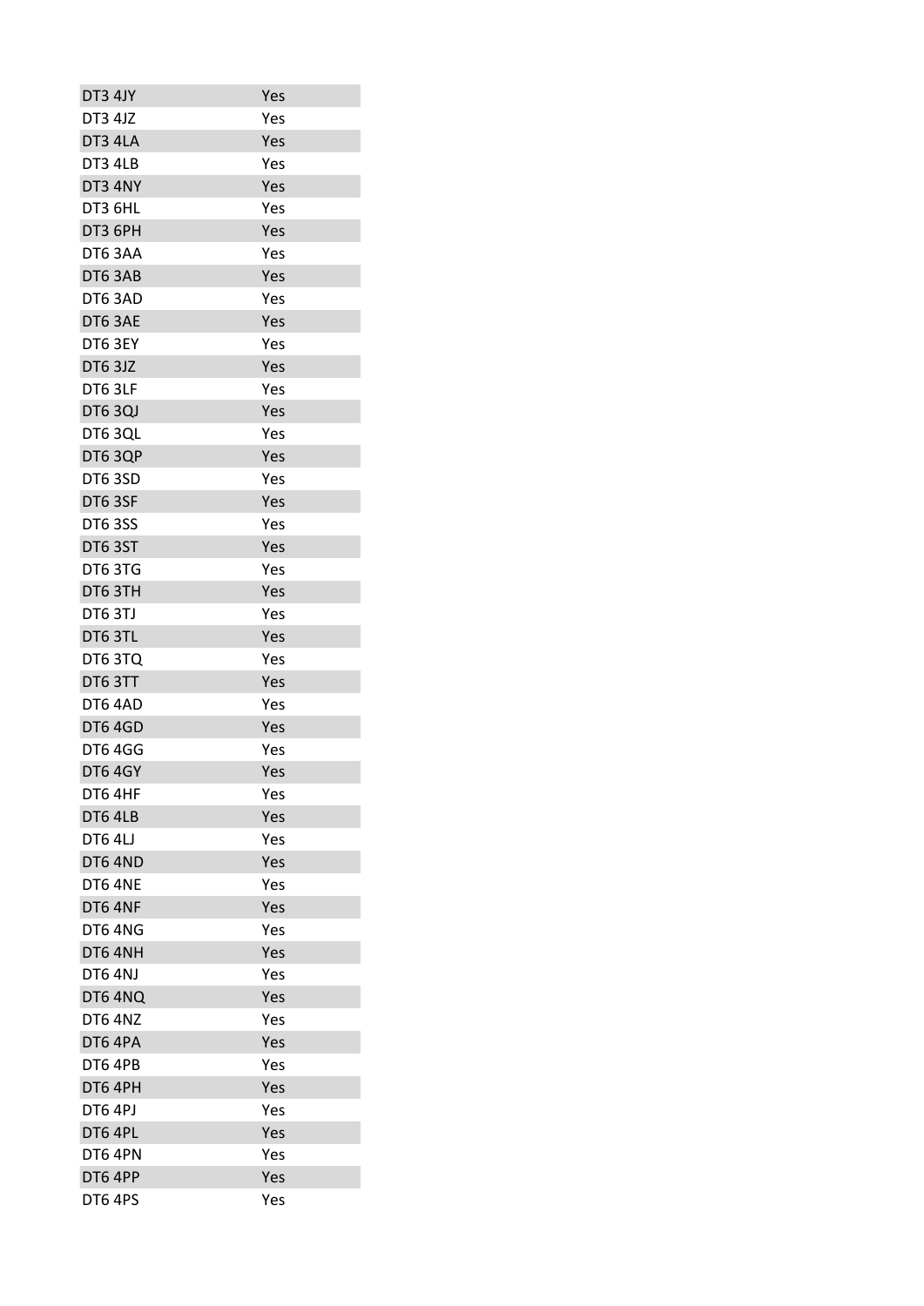| | |
|---|---|
| DT3 4JY | Yes |
| DT3 4JZ | Yes |
| DT3 4LA | Yes |
| DT3 4LB | Yes |
| DT3 4NY | Yes |
| DT3 6HL | Yes |
| DT3 6PH | Yes |
| DT6 3AA | Yes |
| DT6 3AB | Yes |
| DT6 3AD | Yes |
| DT6 3AE | Yes |
| DT6 3EY | Yes |
| DT6 3JZ | Yes |
| DT6 3LF | Yes |
| DT6 3QJ | Yes |
| DT6 3QL | Yes |
| DT6 3QP | Yes |
| DT6 3SD | Yes |
| DT6 3SF | Yes |
| DT6 3SS | Yes |
| DT6 3ST | Yes |
| DT6 3TG | Yes |
| DT6 3TH | Yes |
| DT6 3TJ | Yes |
| DT6 3TL | Yes |
| DT6 3TQ | Yes |
| DT6 3TT | Yes |
| DT6 4AD | Yes |
| DT6 4GD | Yes |
| DT6 4GG | Yes |
| DT6 4GY | Yes |
| DT6 4HF | Yes |
| DT6 4LB | Yes |
| DT6 4LJ | Yes |
| DT6 4ND | Yes |
| DT6 4NE | Yes |
| DT6 4NF | Yes |
| DT6 4NG | Yes |
| DT6 4NH | Yes |
| DT6 4NJ | Yes |
| DT6 4NQ | Yes |
| DT6 4NZ | Yes |
| DT6 4PA | Yes |
| DT6 4PB | Yes |
| DT6 4PH | Yes |
| DT6 4PJ | Yes |
| DT6 4PL | Yes |
| DT6 4PN | Yes |
| DT6 4PP | Yes |
| DT6 4PS | Yes |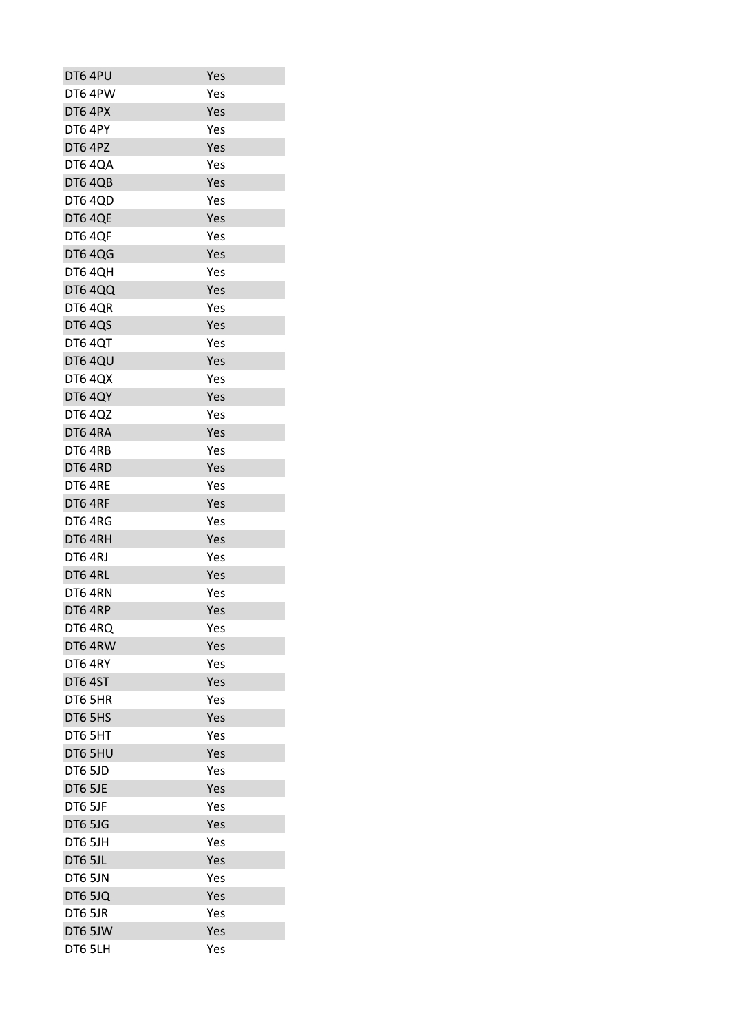| | |
|---|---|
| DT6 4PU | Yes |
| DT6 4PW | Yes |
| DT6 4PX | Yes |
| DT6 4PY | Yes |
| DT6 4PZ | Yes |
| DT6 4QA | Yes |
| DT6 4QB | Yes |
| DT6 4QD | Yes |
| DT6 4QE | Yes |
| DT6 4QF | Yes |
| DT6 4QG | Yes |
| DT6 4QH | Yes |
| DT6 4QQ | Yes |
| DT6 4QR | Yes |
| DT6 4QS | Yes |
| DT6 4QT | Yes |
| DT6 4QU | Yes |
| DT6 4QX | Yes |
| DT6 4QY | Yes |
| DT6 4QZ | Yes |
| DT6 4RA | Yes |
| DT6 4RB | Yes |
| DT6 4RD | Yes |
| DT6 4RE | Yes |
| DT6 4RF | Yes |
| DT6 4RG | Yes |
| DT6 4RH | Yes |
| DT6 4RJ | Yes |
| DT6 4RL | Yes |
| DT6 4RN | Yes |
| DT6 4RP | Yes |
| DT6 4RQ | Yes |
| DT6 4RW | Yes |
| DT6 4RY | Yes |
| DT6 4ST | Yes |
| DT6 5HR | Yes |
| DT6 5HS | Yes |
| DT6 5HT | Yes |
| DT6 5HU | Yes |
| DT6 5JD | Yes |
| DT6 5JE | Yes |
| DT6 5JF | Yes |
| DT6 5JG | Yes |
| DT6 5JH | Yes |
| DT6 5JL | Yes |
| DT6 5JN | Yes |
| DT6 5JQ | Yes |
| DT6 5JR | Yes |
| DT6 5JW | Yes |
| DT6 5LH | Yes |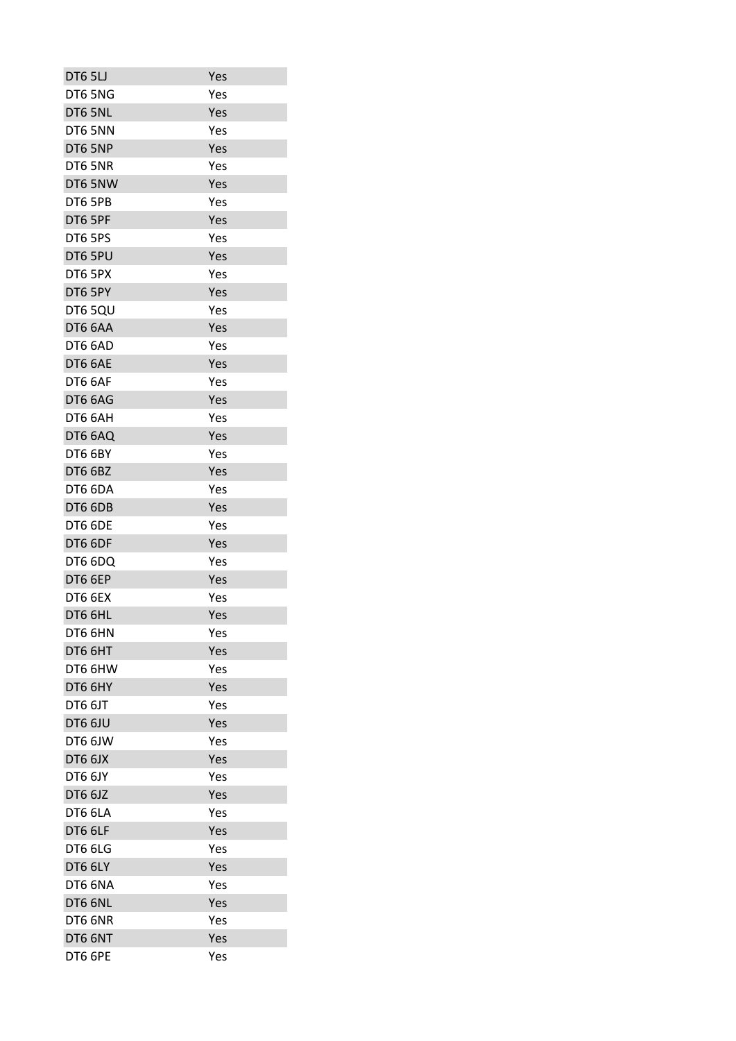| | |
|---|---|
| DT6 5LJ | Yes |
| DT6 5NG | Yes |
| DT6 5NL | Yes |
| DT6 5NN | Yes |
| DT6 5NP | Yes |
| DT6 5NR | Yes |
| DT6 5NW | Yes |
| DT6 5PB | Yes |
| DT6 5PF | Yes |
| DT6 5PS | Yes |
| DT6 5PU | Yes |
| DT6 5PX | Yes |
| DT6 5PY | Yes |
| DT6 5QU | Yes |
| DT6 6AA | Yes |
| DT6 6AD | Yes |
| DT6 6AE | Yes |
| DT6 6AF | Yes |
| DT6 6AG | Yes |
| DT6 6AH | Yes |
| DT6 6AQ | Yes |
| DT6 6BY | Yes |
| DT6 6BZ | Yes |
| DT6 6DA | Yes |
| DT6 6DB | Yes |
| DT6 6DE | Yes |
| DT6 6DF | Yes |
| DT6 6DQ | Yes |
| DT6 6EP | Yes |
| DT6 6EX | Yes |
| DT6 6HL | Yes |
| DT6 6HN | Yes |
| DT6 6HT | Yes |
| DT6 6HW | Yes |
| DT6 6HY | Yes |
| DT6 6JT | Yes |
| DT6 6JU | Yes |
| DT6 6JW | Yes |
| DT6 6JX | Yes |
| DT6 6JY | Yes |
| DT6 6JZ | Yes |
| DT6 6LA | Yes |
| DT6 6LF | Yes |
| DT6 6LG | Yes |
| DT6 6LY | Yes |
| DT6 6NA | Yes |
| DT6 6NL | Yes |
| DT6 6NR | Yes |
| DT6 6NT | Yes |
| DT6 6PE | Yes |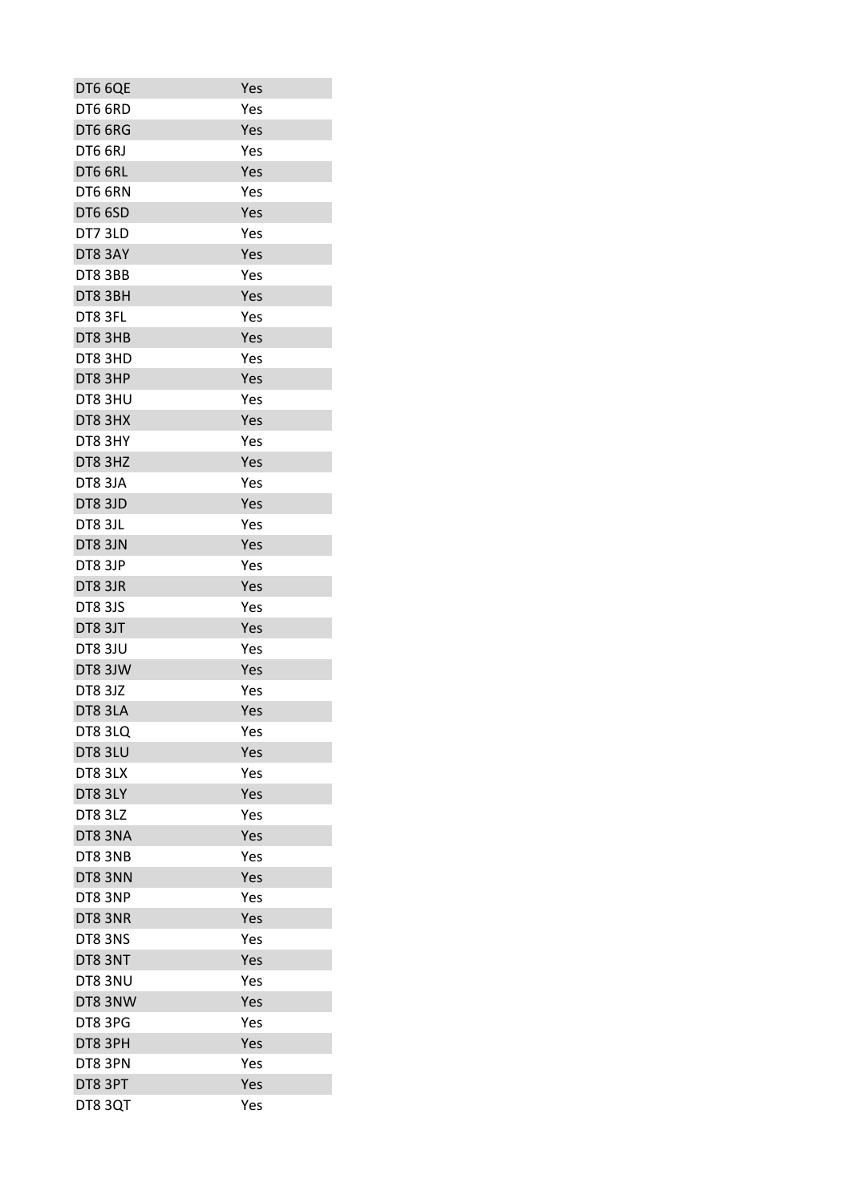| | |
|---|---|
| DT6 6QE | Yes |
| DT6 6RD | Yes |
| DT6 6RG | Yes |
| DT6 6RJ | Yes |
| DT6 6RL | Yes |
| DT6 6RN | Yes |
| DT6 6SD | Yes |
| DT7 3LD | Yes |
| DT8 3AY | Yes |
| DT8 3BB | Yes |
| DT8 3BH | Yes |
| DT8 3FL | Yes |
| DT8 3HB | Yes |
| DT8 3HD | Yes |
| DT8 3HP | Yes |
| DT8 3HU | Yes |
| DT8 3HX | Yes |
| DT8 3HY | Yes |
| DT8 3HZ | Yes |
| DT8 3JA | Yes |
| DT8 3JD | Yes |
| DT8 3JL | Yes |
| DT8 3JN | Yes |
| DT8 3JP | Yes |
| DT8 3JR | Yes |
| DT8 3JS | Yes |
| DT8 3JT | Yes |
| DT8 3JU | Yes |
| DT8 3JW | Yes |
| DT8 3JZ | Yes |
| DT8 3LA | Yes |
| DT8 3LQ | Yes |
| DT8 3LU | Yes |
| DT8 3LX | Yes |
| DT8 3LY | Yes |
| DT8 3LZ | Yes |
| DT8 3NA | Yes |
| DT8 3NB | Yes |
| DT8 3NN | Yes |
| DT8 3NP | Yes |
| DT8 3NR | Yes |
| DT8 3NS | Yes |
| DT8 3NT | Yes |
| DT8 3NU | Yes |
| DT8 3NW | Yes |
| DT8 3PG | Yes |
| DT8 3PH | Yes |
| DT8 3PN | Yes |
| DT8 3PT | Yes |
| DT8 3QT | Yes |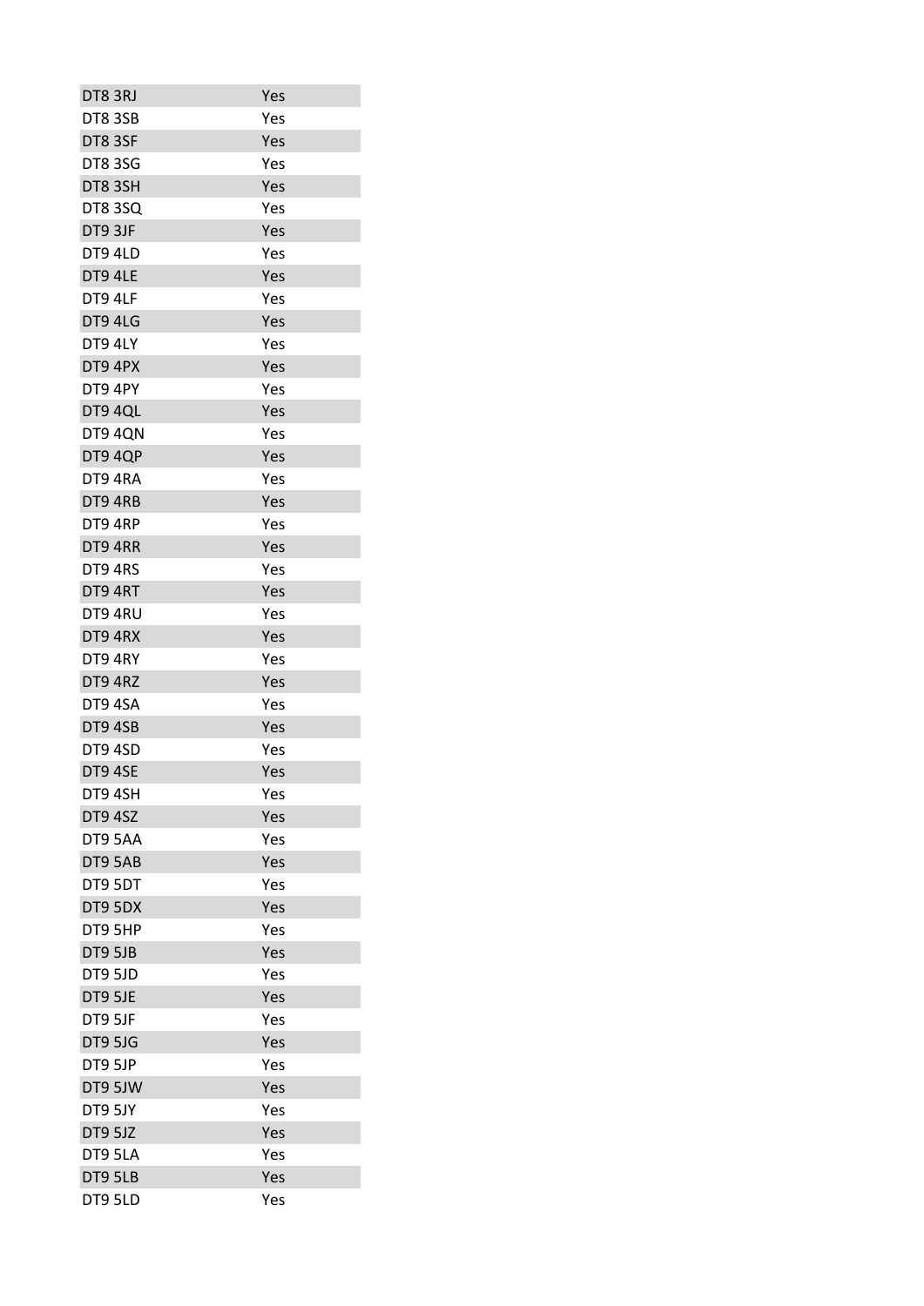| | |
|---|---|
| DT8 3RJ | Yes |
| DT8 3SB | Yes |
| DT8 3SF | Yes |
| DT8 3SG | Yes |
| DT8 3SH | Yes |
| DT8 3SQ | Yes |
| DT9 3JF | Yes |
| DT9 4LD | Yes |
| DT9 4LE | Yes |
| DT9 4LF | Yes |
| DT9 4LG | Yes |
| DT9 4LY | Yes |
| DT9 4PX | Yes |
| DT9 4PY | Yes |
| DT9 4QL | Yes |
| DT9 4QN | Yes |
| DT9 4QP | Yes |
| DT9 4RA | Yes |
| DT9 4RB | Yes |
| DT9 4RP | Yes |
| DT9 4RR | Yes |
| DT9 4RS | Yes |
| DT9 4RT | Yes |
| DT9 4RU | Yes |
| DT9 4RX | Yes |
| DT9 4RY | Yes |
| DT9 4RZ | Yes |
| DT9 4SA | Yes |
| DT9 4SB | Yes |
| DT9 4SD | Yes |
| DT9 4SE | Yes |
| DT9 4SH | Yes |
| DT9 4SZ | Yes |
| DT9 5AA | Yes |
| DT9 5AB | Yes |
| DT9 5DT | Yes |
| DT9 5DX | Yes |
| DT9 5HP | Yes |
| DT9 5JB | Yes |
| DT9 5JD | Yes |
| DT9 5JE | Yes |
| DT9 5JF | Yes |
| DT9 5JG | Yes |
| DT9 5JP | Yes |
| DT9 5JW | Yes |
| DT9 5JY | Yes |
| DT9 5JZ | Yes |
| DT9 5LA | Yes |
| DT9 5LB | Yes |
| DT9 5LD | Yes |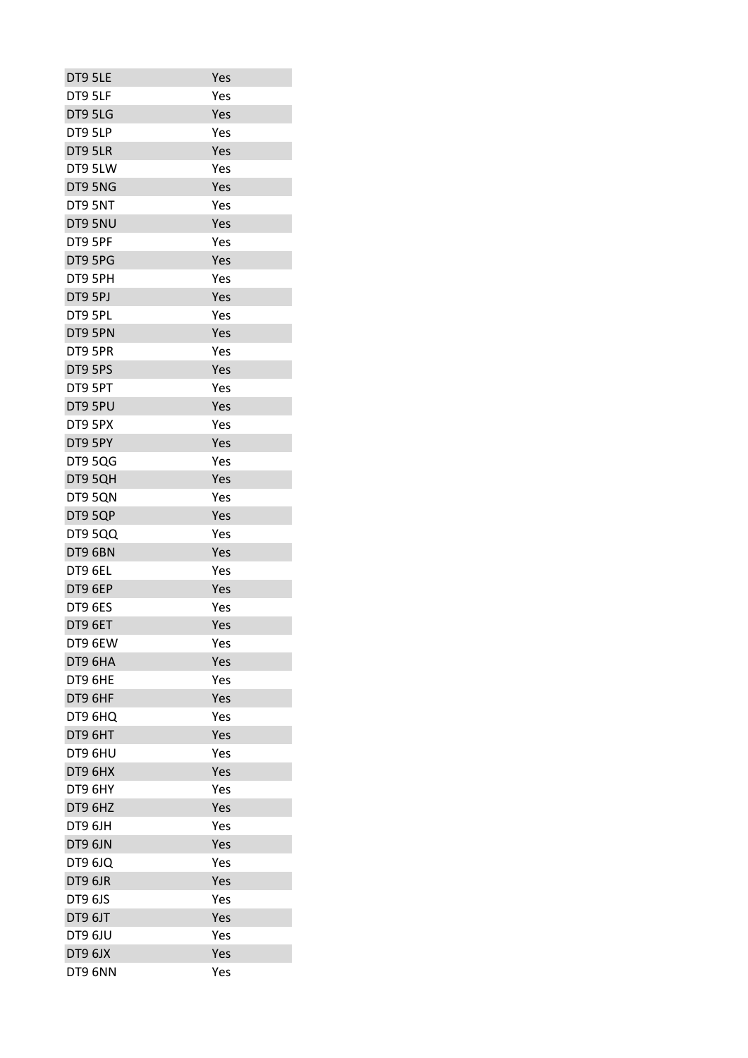| | |
|---|---|
| DT9 5LE | Yes |
| DT9 5LF | Yes |
| DT9 5LG | Yes |
| DT9 5LP | Yes |
| DT9 5LR | Yes |
| DT9 5LW | Yes |
| DT9 5NG | Yes |
| DT9 5NT | Yes |
| DT9 5NU | Yes |
| DT9 5PF | Yes |
| DT9 5PG | Yes |
| DT9 5PH | Yes |
| DT9 5PJ | Yes |
| DT9 5PL | Yes |
| DT9 5PN | Yes |
| DT9 5PR | Yes |
| DT9 5PS | Yes |
| DT9 5PT | Yes |
| DT9 5PU | Yes |
| DT9 5PX | Yes |
| DT9 5PY | Yes |
| DT9 5QG | Yes |
| DT9 5QH | Yes |
| DT9 5QN | Yes |
| DT9 5QP | Yes |
| DT9 5QQ | Yes |
| DT9 6BN | Yes |
| DT9 6EL | Yes |
| DT9 6EP | Yes |
| DT9 6ES | Yes |
| DT9 6ET | Yes |
| DT9 6EW | Yes |
| DT9 6HA | Yes |
| DT9 6HE | Yes |
| DT9 6HF | Yes |
| DT9 6HQ | Yes |
| DT9 6HT | Yes |
| DT9 6HU | Yes |
| DT9 6HX | Yes |
| DT9 6HY | Yes |
| DT9 6HZ | Yes |
| DT9 6JH | Yes |
| DT9 6JN | Yes |
| DT9 6JQ | Yes |
| DT9 6JR | Yes |
| DT9 6JS | Yes |
| DT9 6JT | Yes |
| DT9 6JU | Yes |
| DT9 6JX | Yes |
| DT9 6NN | Yes |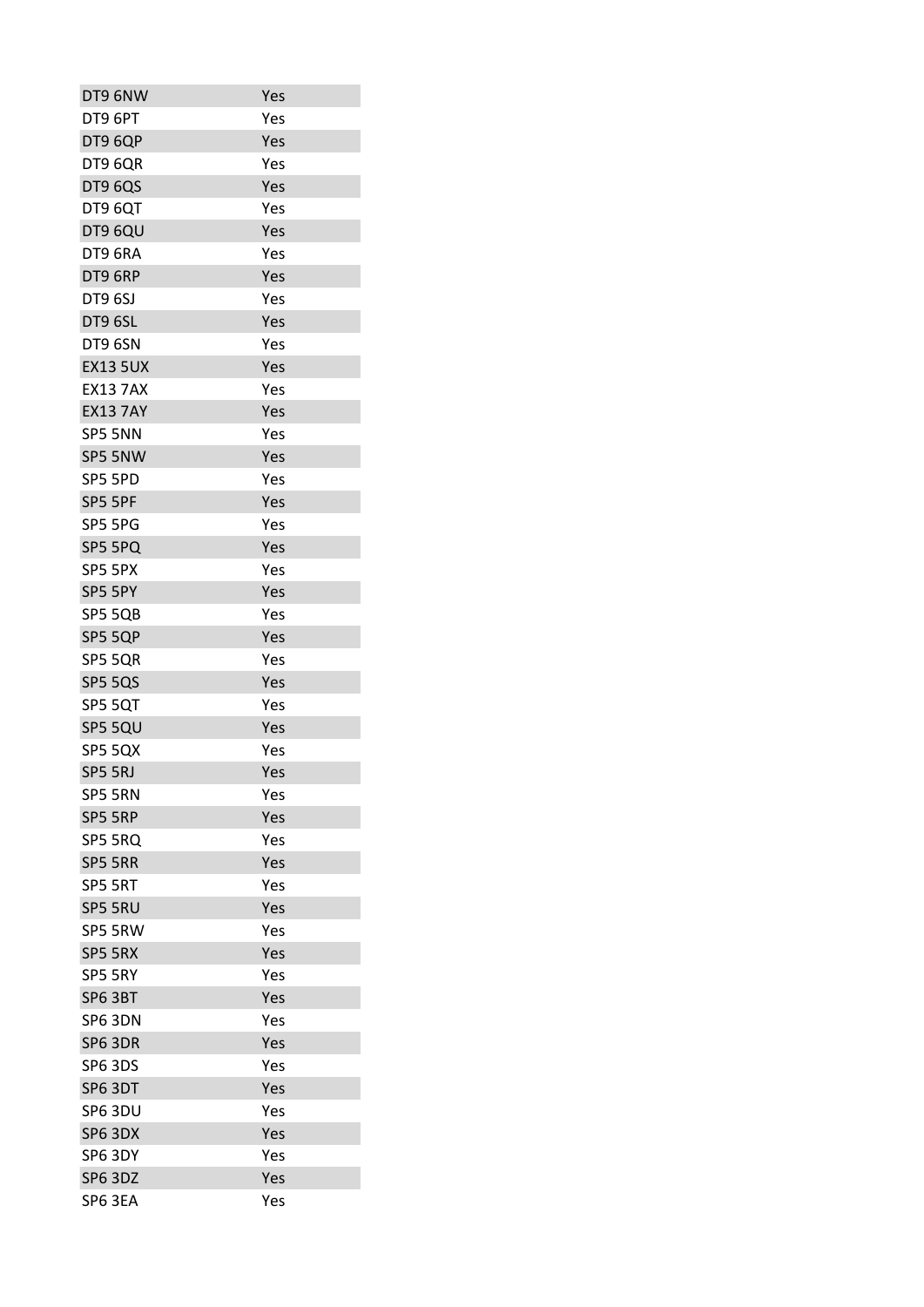| | |
|---|---|
| DT9 6NW | Yes |
| DT9 6PT | Yes |
| DT9 6QP | Yes |
| DT9 6QR | Yes |
| DT9 6QS | Yes |
| DT9 6QT | Yes |
| DT9 6QU | Yes |
| DT9 6RA | Yes |
| DT9 6RP | Yes |
| DT9 6SJ | Yes |
| DT9 6SL | Yes |
| DT9 6SN | Yes |
| EX13 5UX | Yes |
| EX13 7AX | Yes |
| EX13 7AY | Yes |
| SP5 5NN | Yes |
| SP5 5NW | Yes |
| SP5 5PD | Yes |
| SP5 5PF | Yes |
| SP5 5PG | Yes |
| SP5 5PQ | Yes |
| SP5 5PX | Yes |
| SP5 5PY | Yes |
| SP5 5QB | Yes |
| SP5 5QP | Yes |
| SP5 5QR | Yes |
| SP5 5QS | Yes |
| SP5 5QT | Yes |
| SP5 5QU | Yes |
| SP5 5QX | Yes |
| SP5 5RJ | Yes |
| SP5 5RN | Yes |
| SP5 5RP | Yes |
| SP5 5RQ | Yes |
| SP5 5RR | Yes |
| SP5 5RT | Yes |
| SP5 5RU | Yes |
| SP5 5RW | Yes |
| SP5 5RX | Yes |
| SP5 5RY | Yes |
| SP6 3BT | Yes |
| SP6 3DN | Yes |
| SP6 3DR | Yes |
| SP6 3DS | Yes |
| SP6 3DT | Yes |
| SP6 3DU | Yes |
| SP6 3DX | Yes |
| SP6 3DY | Yes |
| SP6 3DZ | Yes |
| SP6 3EA | Yes |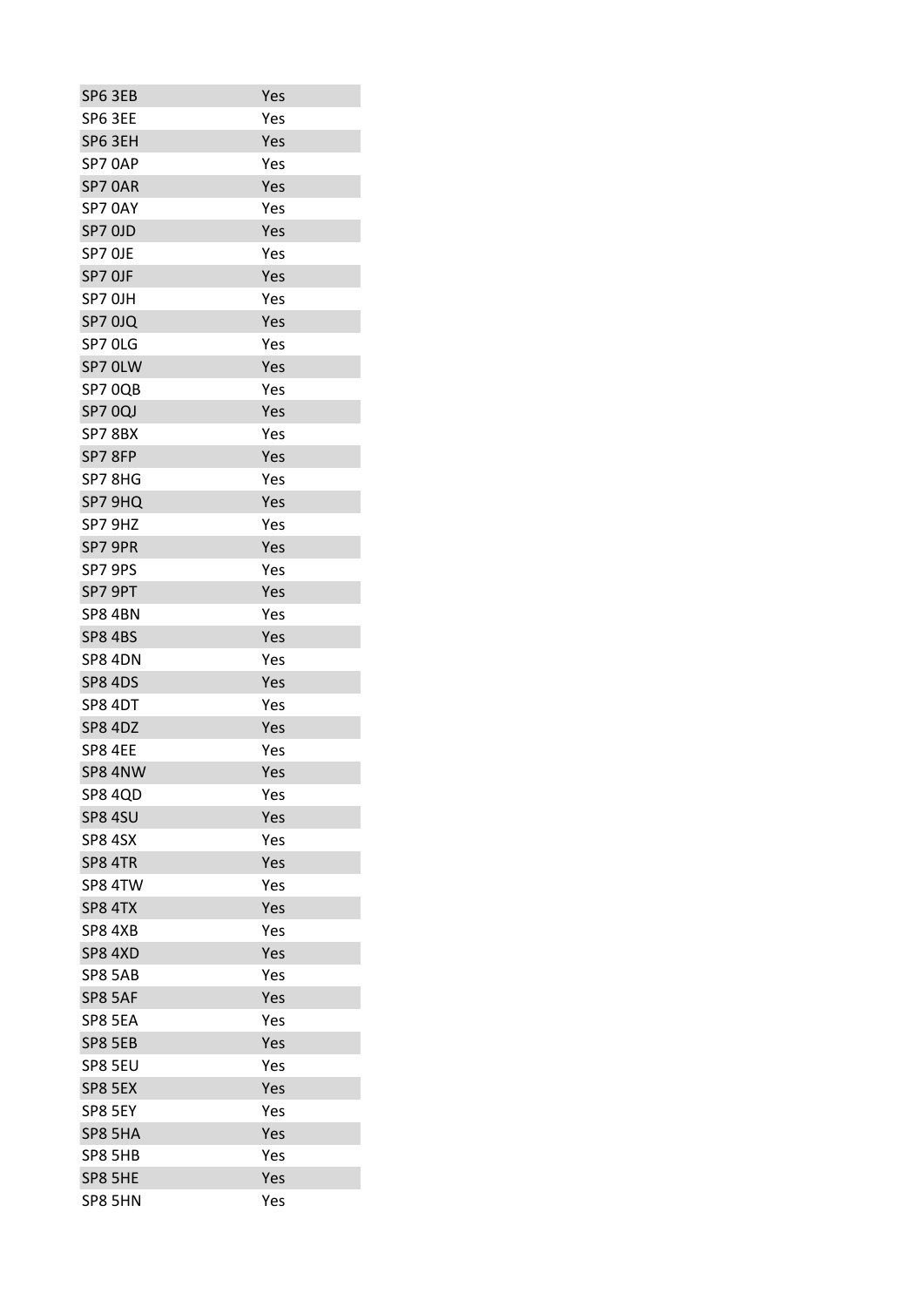| | |
|---|---|
| SP6 3EB | Yes |
| SP6 3EE | Yes |
| SP6 3EH | Yes |
| SP7 0AP | Yes |
| SP7 0AR | Yes |
| SP7 0AY | Yes |
| SP7 0JD | Yes |
| SP7 0JE | Yes |
| SP7 0JF | Yes |
| SP7 0JH | Yes |
| SP7 0JQ | Yes |
| SP7 0LG | Yes |
| SP7 0LW | Yes |
| SP7 0QB | Yes |
| SP7 0QJ | Yes |
| SP7 8BX | Yes |
| SP7 8FP | Yes |
| SP7 8HG | Yes |
| SP7 9HQ | Yes |
| SP7 9HZ | Yes |
| SP7 9PR | Yes |
| SP7 9PS | Yes |
| SP7 9PT | Yes |
| SP8 4BN | Yes |
| SP8 4BS | Yes |
| SP8 4DN | Yes |
| SP8 4DS | Yes |
| SP8 4DT | Yes |
| SP8 4DZ | Yes |
| SP8 4EE | Yes |
| SP8 4NW | Yes |
| SP8 4QD | Yes |
| SP8 4SU | Yes |
| SP8 4SX | Yes |
| SP8 4TR | Yes |
| SP8 4TW | Yes |
| SP8 4TX | Yes |
| SP8 4XB | Yes |
| SP8 4XD | Yes |
| SP8 5AB | Yes |
| SP8 5AF | Yes |
| SP8 5EA | Yes |
| SP8 5EB | Yes |
| SP8 5EU | Yes |
| SP8 5EX | Yes |
| SP8 5EY | Yes |
| SP8 5HA | Yes |
| SP8 5HB | Yes |
| SP8 5HE | Yes |
| SP8 5HN | Yes |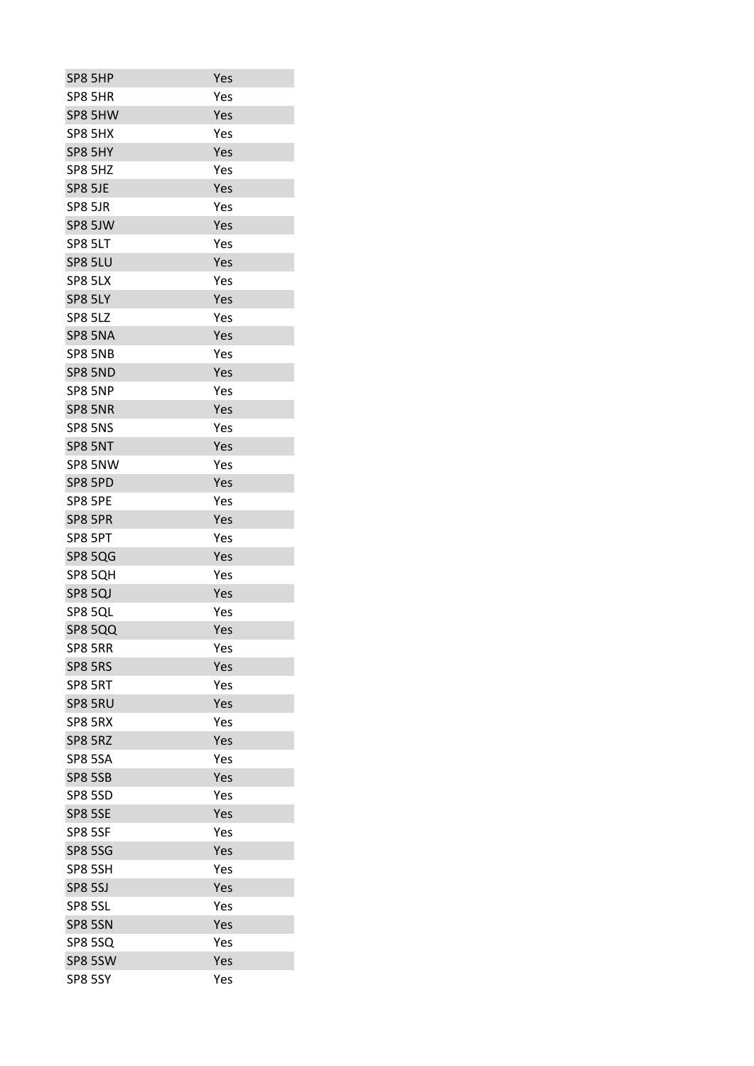| | |
|---|---|
| SP8 5HP | Yes |
| SP8 5HR | Yes |
| SP8 5HW | Yes |
| SP8 5HX | Yes |
| SP8 5HY | Yes |
| SP8 5HZ | Yes |
| SP8 5JE | Yes |
| SP8 5JR | Yes |
| SP8 5JW | Yes |
| SP8 5LT | Yes |
| SP8 5LU | Yes |
| SP8 5LX | Yes |
| SP8 5LY | Yes |
| SP8 5LZ | Yes |
| SP8 5NA | Yes |
| SP8 5NB | Yes |
| SP8 5ND | Yes |
| SP8 5NP | Yes |
| SP8 5NR | Yes |
| SP8 5NS | Yes |
| SP8 5NT | Yes |
| SP8 5NW | Yes |
| SP8 5PD | Yes |
| SP8 5PE | Yes |
| SP8 5PR | Yes |
| SP8 5PT | Yes |
| SP8 5QG | Yes |
| SP8 5QH | Yes |
| SP8 5QJ | Yes |
| SP8 5QL | Yes |
| SP8 5QQ | Yes |
| SP8 5RR | Yes |
| SP8 5RS | Yes |
| SP8 5RT | Yes |
| SP8 5RU | Yes |
| SP8 5RX | Yes |
| SP8 5RZ | Yes |
| SP8 5SA | Yes |
| SP8 5SB | Yes |
| SP8 5SD | Yes |
| SP8 5SE | Yes |
| SP8 5SF | Yes |
| SP8 5SG | Yes |
| SP8 5SH | Yes |
| SP8 5SJ | Yes |
| SP8 5SL | Yes |
| SP8 5SN | Yes |
| SP8 5SQ | Yes |
| SP8 5SW | Yes |
| SP8 5SY | Yes |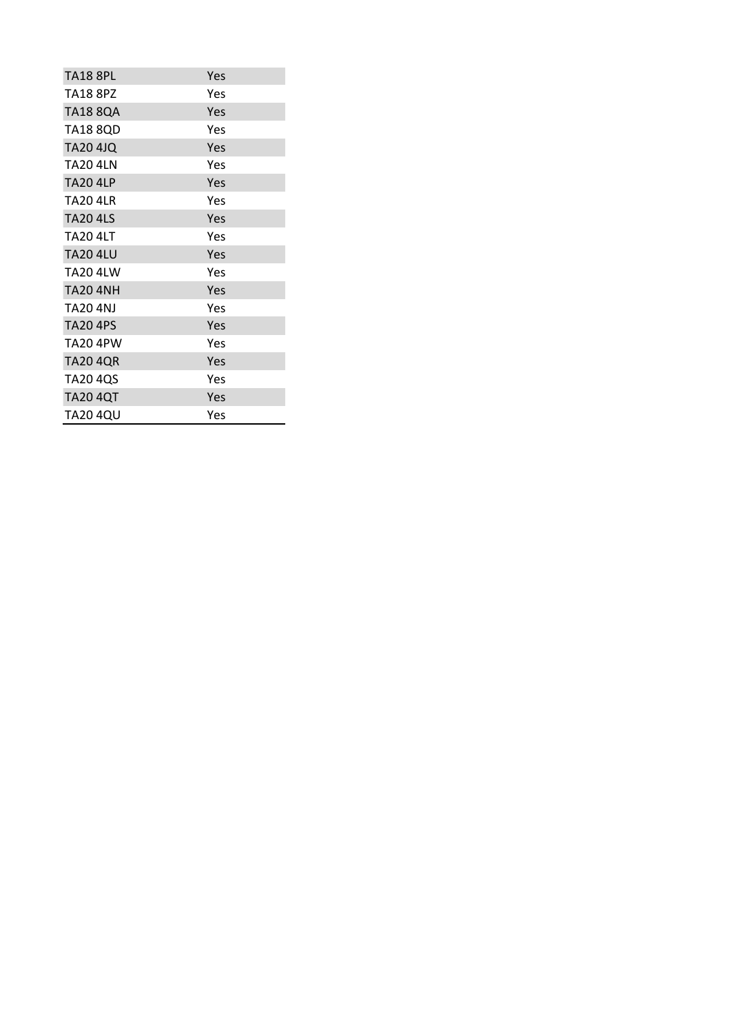| | |
|---|---|
| TA18 8PL | Yes |
| TA18 8PZ | Yes |
| TA18 8QA | Yes |
| TA18 8QD | Yes |
| TA20 4JQ | Yes |
| TA20 4LN | Yes |
| TA20 4LP | Yes |
| TA20 4LR | Yes |
| TA20 4LS | Yes |
| TA20 4LT | Yes |
| TA20 4LU | Yes |
| TA20 4LW | Yes |
| TA20 4NH | Yes |
| TA20 4NJ | Yes |
| TA20 4PS | Yes |
| TA20 4PW | Yes |
| TA20 4QR | Yes |
| TA20 4QS | Yes |
| TA20 4QT | Yes |
| TA20 4QU | Yes |